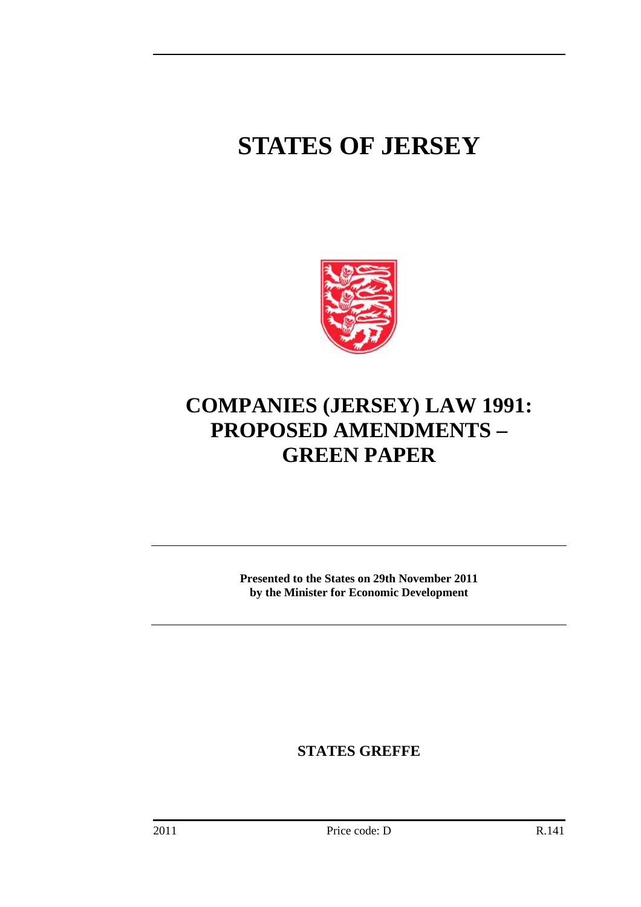# STATES OF JERSEY

# COMPANIES (JERSEY) LAW 1991: PROPOSED AMENDMENTS – GREEN PAPER

**Presented to the States on 29th November 2011 by the Minister for Economic Development**

**STATES GREFFE**

2011 Price code: D R.141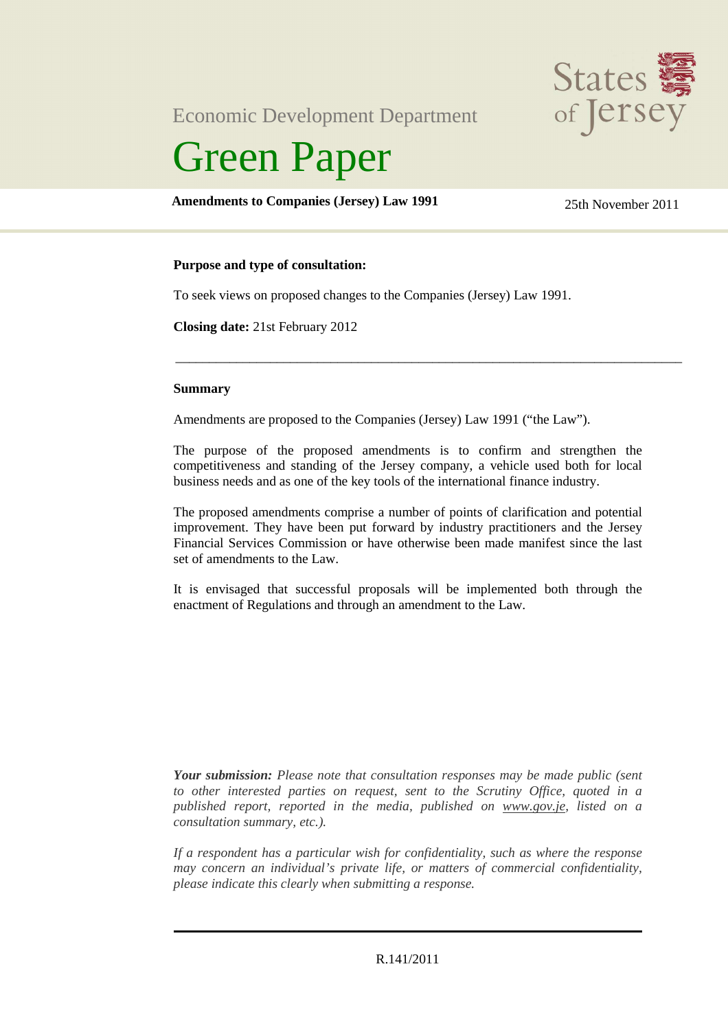Economic Development Department

# Green Paper

**Amendments to Companies (Jersey) Law 1991**

25th November 2011

**Purpose and type of consultation:**

To seek views on proposed changes to the Companies (Jersey) Law 1991.

**Closing date:** 21st February 2012

---

**Summary**

Amendments are proposed to the Companies (Jersey) Law 1991 ("the Law").

The purpose of the proposed amendments is to confirm and strengthen the competitiveness and standing of the Jersey company, a vehicle used both for local business needs and as one of the key tools of the international finance industry.

The proposed amendments comprise a number of points of clarification and potential improvement. They have been put forward by industry practitioners and the Jersey Financial Services Commission or have otherwise been made manifest since the last set of amendments to the Law.

It is envisaged that successful proposals will be implemented both through the enactment of Regulations and through an amendment to the Law.

***Your submission:*** *Please note that consultation responses may be made public (sent to other interested parties on request, sent to the Scrutiny Office, quoted in a published report, reported in the media, published on www.gov.je, listed on a consultation summary, etc.).*

*If a respondent has a particular wish for confidentiality, such as where the response may concern an individual's private life, or matters of commercial confidentiality, please indicate this clearly when submitting a response.*

R.141/2011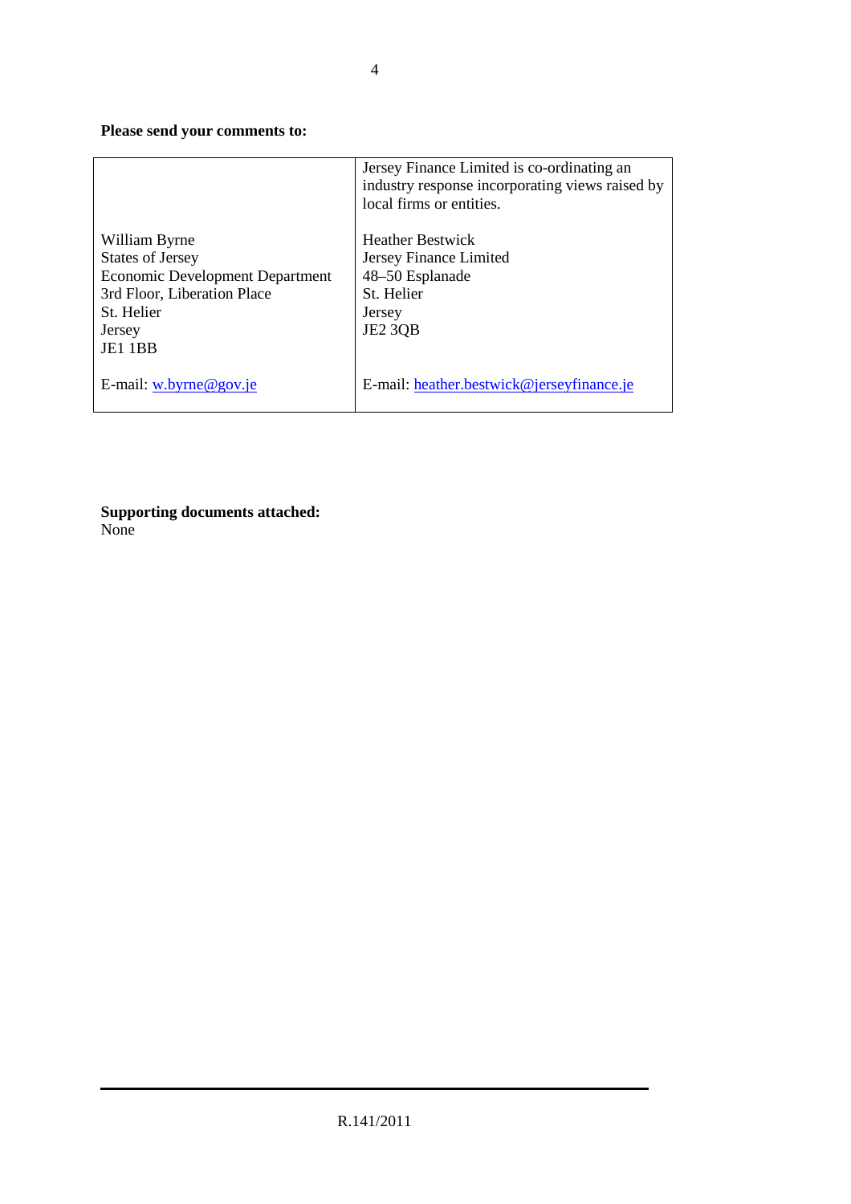**Please send your comments to:**

| | Jersey Finance Limited is co-ordinating an industry response incorporating views raised by local firms or entities. |
|---|---|
| William Byrne<br>States of Jersey<br>Economic Development Department<br>3rd Floor, Liberation Place<br>St. Helier<br>Jersey<br>JE1 1BB | Heather Bestwick<br>Jersey Finance Limited<br>48–50 Esplanade<br>St. Helier<br>Jersey<br>JE2 3QB |
| E-mail: w.byrne@gov.je | E-mail: heather.bestwick@jerseyfinance.je |

**Supporting documents attached:**
None

R.141/2011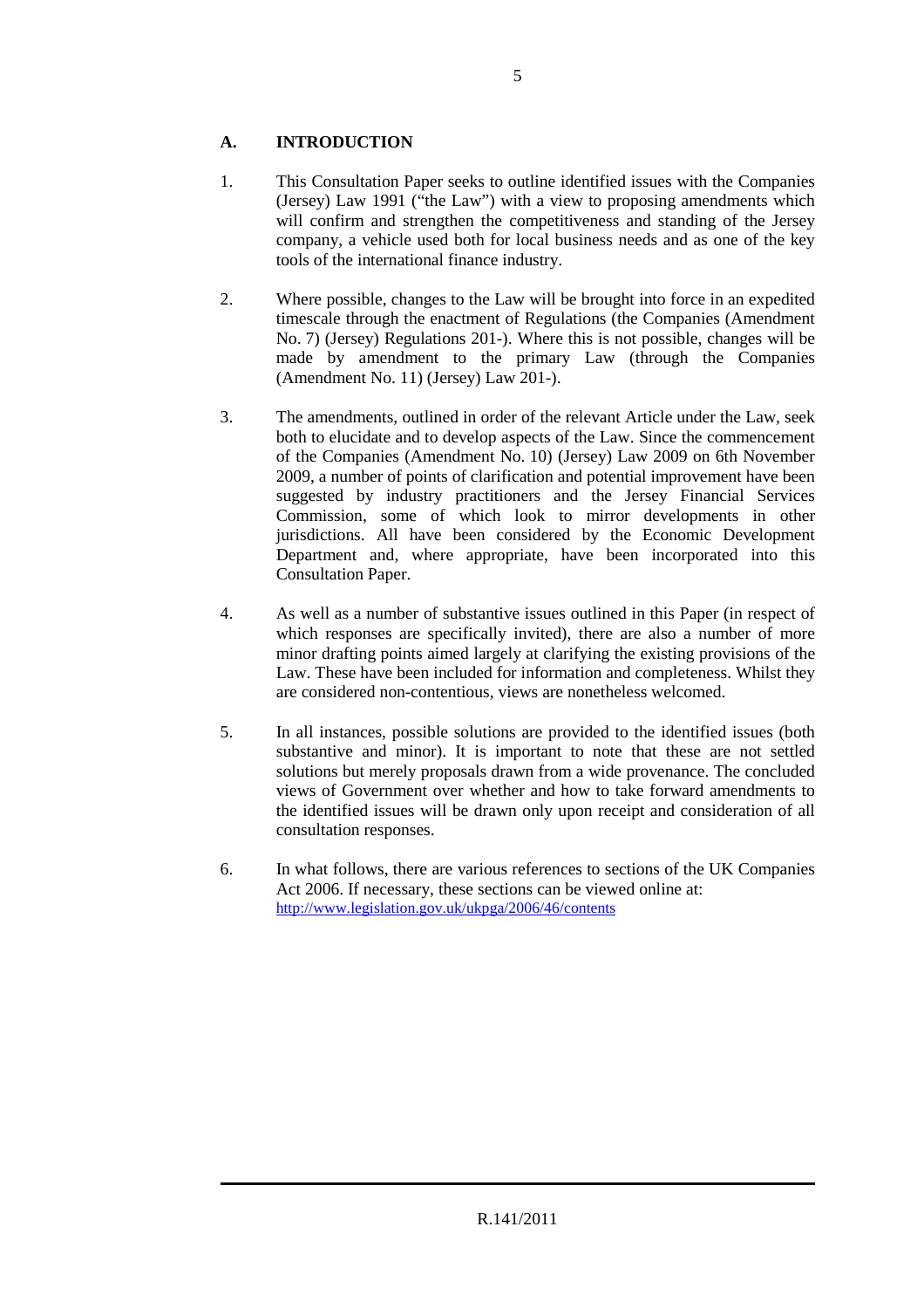## A. INTRODUCTION

1. This Consultation Paper seeks to outline identified issues with the Companies (Jersey) Law 1991 ("the Law") with a view to proposing amendments which will confirm and strengthen the competitiveness and standing of the Jersey company, a vehicle used both for local business needs and as one of the key tools of the international finance industry.

2. Where possible, changes to the Law will be brought into force in an expedited timescale through the enactment of Regulations (the Companies (Amendment No. 7) (Jersey) Regulations 201-). Where this is not possible, changes will be made by amendment to the primary Law (through the Companies (Amendment No. 11) (Jersey) Law 201-).

3. The amendments, outlined in order of the relevant Article under the Law, seek both to elucidate and to develop aspects of the Law. Since the commencement of the Companies (Amendment No. 10) (Jersey) Law 2009 on 6th November 2009, a number of points of clarification and potential improvement have been suggested by industry practitioners and the Jersey Financial Services Commission, some of which look to mirror developments in other jurisdictions. All have been considered by the Economic Development Department and, where appropriate, have been incorporated into this Consultation Paper.

4. As well as a number of substantive issues outlined in this Paper (in respect of which responses are specifically invited), there are also a number of more minor drafting points aimed largely at clarifying the existing provisions of the Law. These have been included for information and completeness. Whilst they are considered non-contentious, views are nonetheless welcomed.

5. In all instances, possible solutions are provided to the identified issues (both substantive and minor). It is important to note that these are not settled solutions but merely proposals drawn from a wide provenance. The concluded views of Government over whether and how to take forward amendments to the identified issues will be drawn only upon receipt and consideration of all consultation responses.

6. In what follows, there are various references to sections of the UK Companies Act 2006. If necessary, these sections can be viewed online at: http://www.legislation.gov.uk/ukpga/2006/46/contents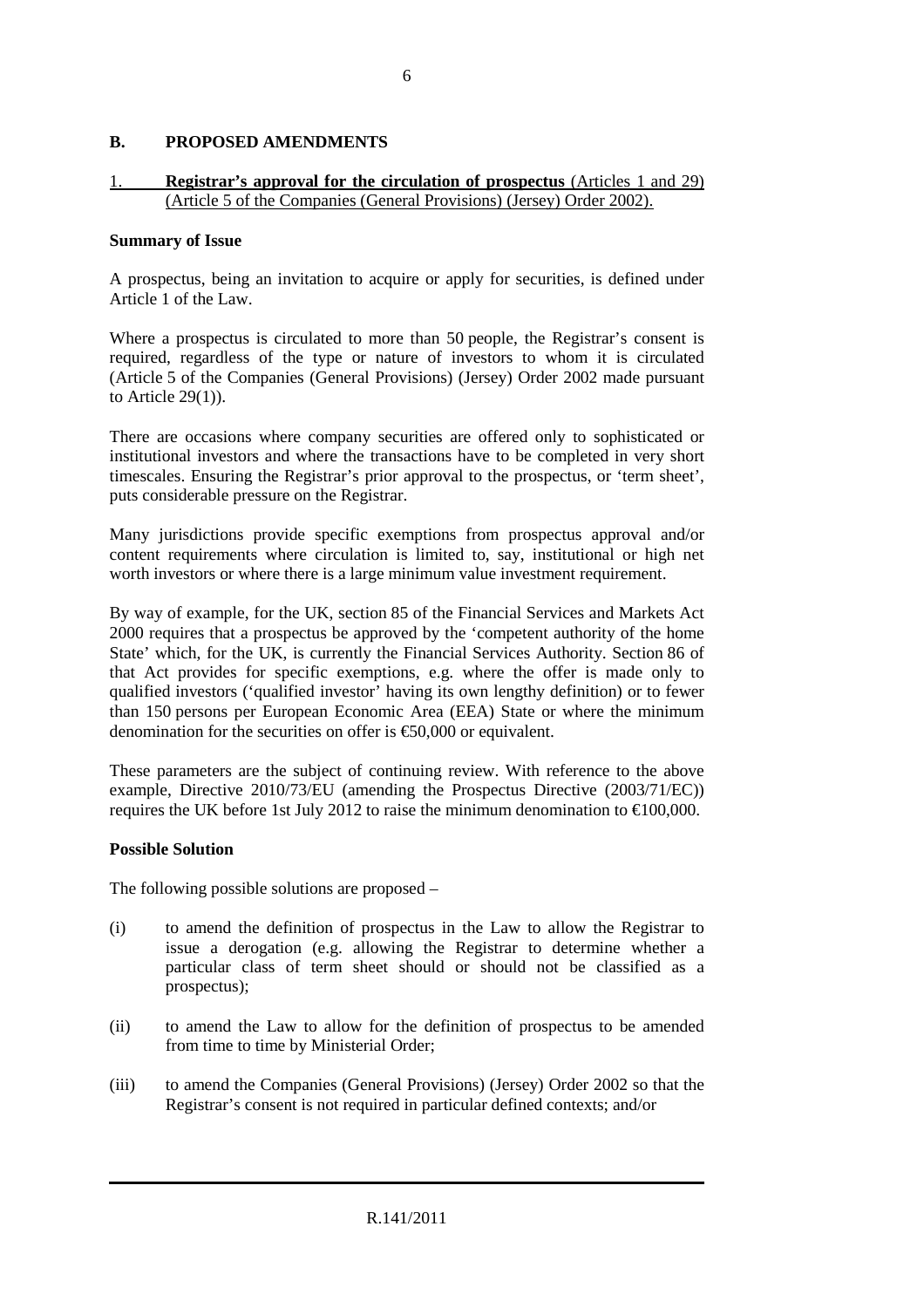## B. PROPOSED AMENDMENTS

### 1. Registrar's approval for the circulation of prospectus (Articles 1 and 29) (Article 5 of the Companies (General Provisions) (Jersey) Order 2002).

**Summary of Issue**

A prospectus, being an invitation to acquire or apply for securities, is defined under Article 1 of the Law.

Where a prospectus is circulated to more than 50 people, the Registrar's consent is required, regardless of the type or nature of investors to whom it is circulated (Article 5 of the Companies (General Provisions) (Jersey) Order 2002 made pursuant to Article 29(1)).

There are occasions where company securities are offered only to sophisticated or institutional investors and where the transactions have to be completed in very short timescales. Ensuring the Registrar's prior approval to the prospectus, or 'term sheet', puts considerable pressure on the Registrar.

Many jurisdictions provide specific exemptions from prospectus approval and/or content requirements where circulation is limited to, say, institutional or high net worth investors or where there is a large minimum value investment requirement.

By way of example, for the UK, section 85 of the Financial Services and Markets Act 2000 requires that a prospectus be approved by the 'competent authority of the home State' which, for the UK, is currently the Financial Services Authority. Section 86 of that Act provides for specific exemptions, e.g. where the offer is made only to qualified investors ('qualified investor' having its own lengthy definition) or to fewer than 150 persons per European Economic Area (EEA) State or where the minimum denomination for the securities on offer is €50,000 or equivalent.

These parameters are the subject of continuing review. With reference to the above example, Directive 2010/73/EU (amending the Prospectus Directive (2003/71/EC)) requires the UK before 1st July 2012 to raise the minimum denomination to €100,000.

**Possible Solution**

The following possible solutions are proposed –

(i) to amend the definition of prospectus in the Law to allow the Registrar to issue a derogation (e.g. allowing the Registrar to determine whether a particular class of term sheet should or should not be classified as a prospectus);

(ii) to amend the Law to allow for the definition of prospectus to be amended from time to time by Ministerial Order;

(iii) to amend the Companies (General Provisions) (Jersey) Order 2002 so that the Registrar's consent is not required in particular defined contexts; and/or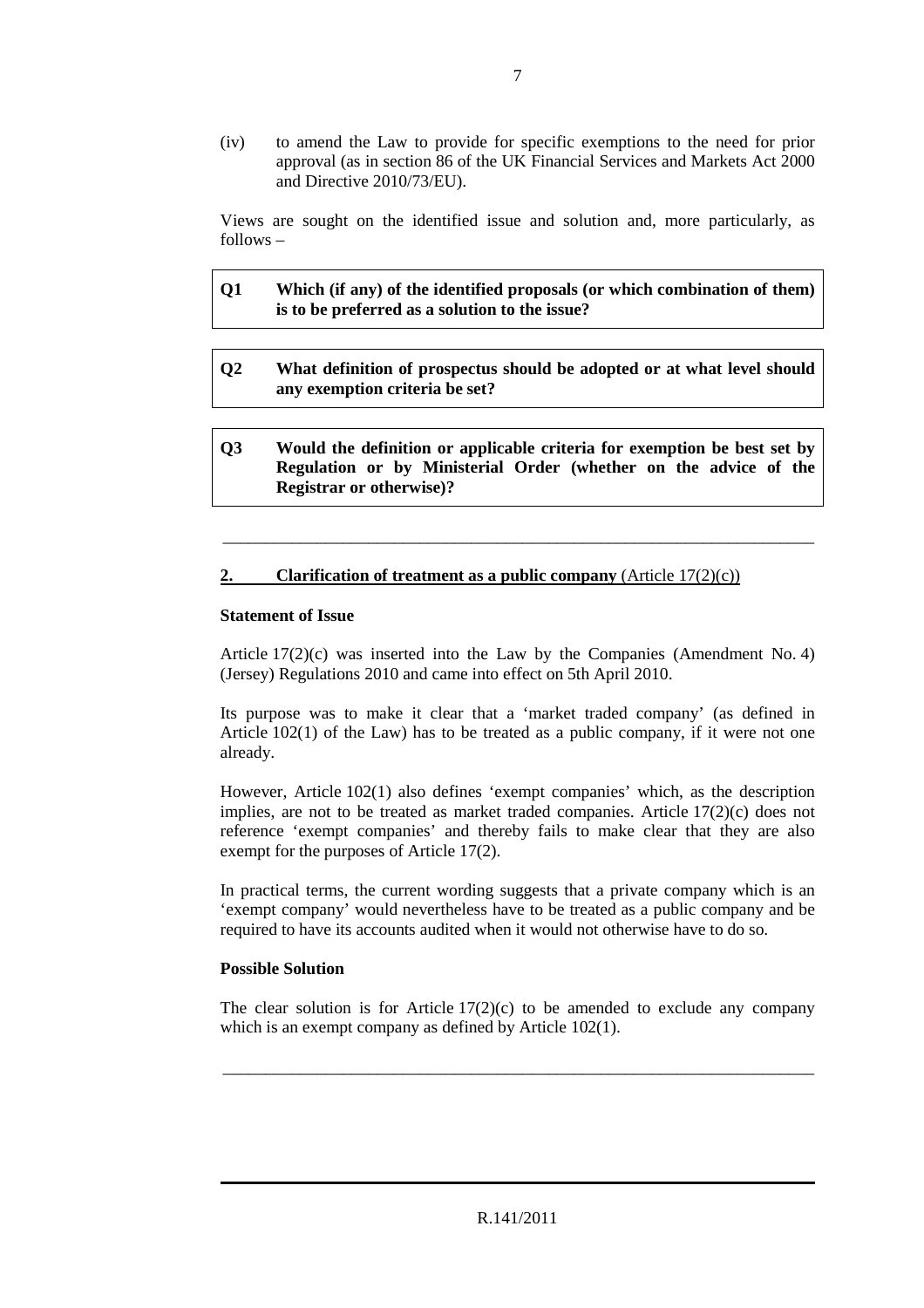(iv) to amend the Law to provide for specific exemptions to the need for prior approval (as in section 86 of the UK Financial Services and Markets Act 2000 and Directive 2010/73/EU).

Views are sought on the identified issue and solution and, more particularly, as follows –

**Q1 Which (if any) of the identified proposals (or which combination of them) is to be preferred as a solution to the issue?**

**Q2 What definition of prospectus should be adopted or at what level should any exemption criteria be set?**

**Q3 Would the definition or applicable criteria for exemption be best set by Regulation or by Ministerial Order (whether on the advice of the Registrar or otherwise)?**

---

## 2. Clarification of treatment as a public company (Article 17(2)(c))

**Statement of Issue**

Article 17(2)(c) was inserted into the Law by the Companies (Amendment No. 4) (Jersey) Regulations 2010 and came into effect on 5th April 2010.

Its purpose was to make it clear that a 'market traded company' (as defined in Article 102(1) of the Law) has to be treated as a public company, if it were not one already.

However, Article 102(1) also defines 'exempt companies' which, as the description implies, are not to be treated as market traded companies. Article 17(2)(c) does not reference 'exempt companies' and thereby fails to make clear that they are also exempt for the purposes of Article 17(2).

In practical terms, the current wording suggests that a private company which is an 'exempt company' would nevertheless have to be treated as a public company and be required to have its accounts audited when it would not otherwise have to do so.

**Possible Solution**

The clear solution is for Article 17(2)(c) to be amended to exclude any company which is an exempt company as defined by Article 102(1).

---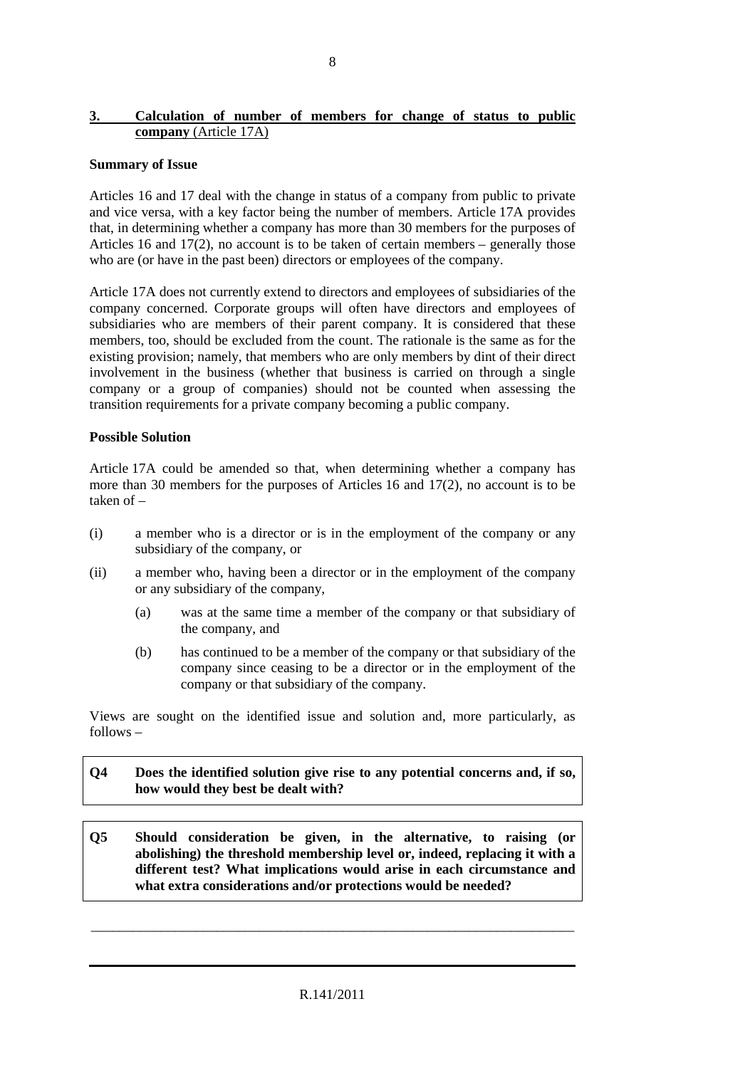## 3. Calculation of number of members for change of status to public company (Article 17A)

**Summary of Issue**

Articles 16 and 17 deal with the change in status of a company from public to private and vice versa, with a key factor being the number of members. Article 17A provides that, in determining whether a company has more than 30 members for the purposes of Articles 16 and 17(2), no account is to be taken of certain members – generally those who are (or have in the past been) directors or employees of the company.

Article 17A does not currently extend to directors and employees of subsidiaries of the company concerned. Corporate groups will often have directors and employees of subsidiaries who are members of their parent company. It is considered that these members, too, should be excluded from the count. The rationale is the same as for the existing provision; namely, that members who are only members by dint of their direct involvement in the business (whether that business is carried on through a single company or a group of companies) should not be counted when assessing the transition requirements for a private company becoming a public company.

**Possible Solution**

Article 17A could be amended so that, when determining whether a company has more than 30 members for the purposes of Articles 16 and 17(2), no account is to be taken of –

(i) a member who is a director or is in the employment of the company or any subsidiary of the company, or

(ii) a member who, having been a director or in the employment of the company or any subsidiary of the company,

  (a) was at the same time a member of the company or that subsidiary of the company, and

  (b) has continued to be a member of the company or that subsidiary of the company since ceasing to be a director or in the employment of the company or that subsidiary of the company.

Views are sought on the identified issue and solution and, more particularly, as follows –

**Q4 Does the identified solution give rise to any potential concerns and, if so, how would they best be dealt with?**

**Q5 Should consideration be given, in the alternative, to raising (or abolishing) the threshold membership level or, indeed, replacing it with a different test? What implications would arise in each circumstance and what extra considerations and/or protections would be needed?**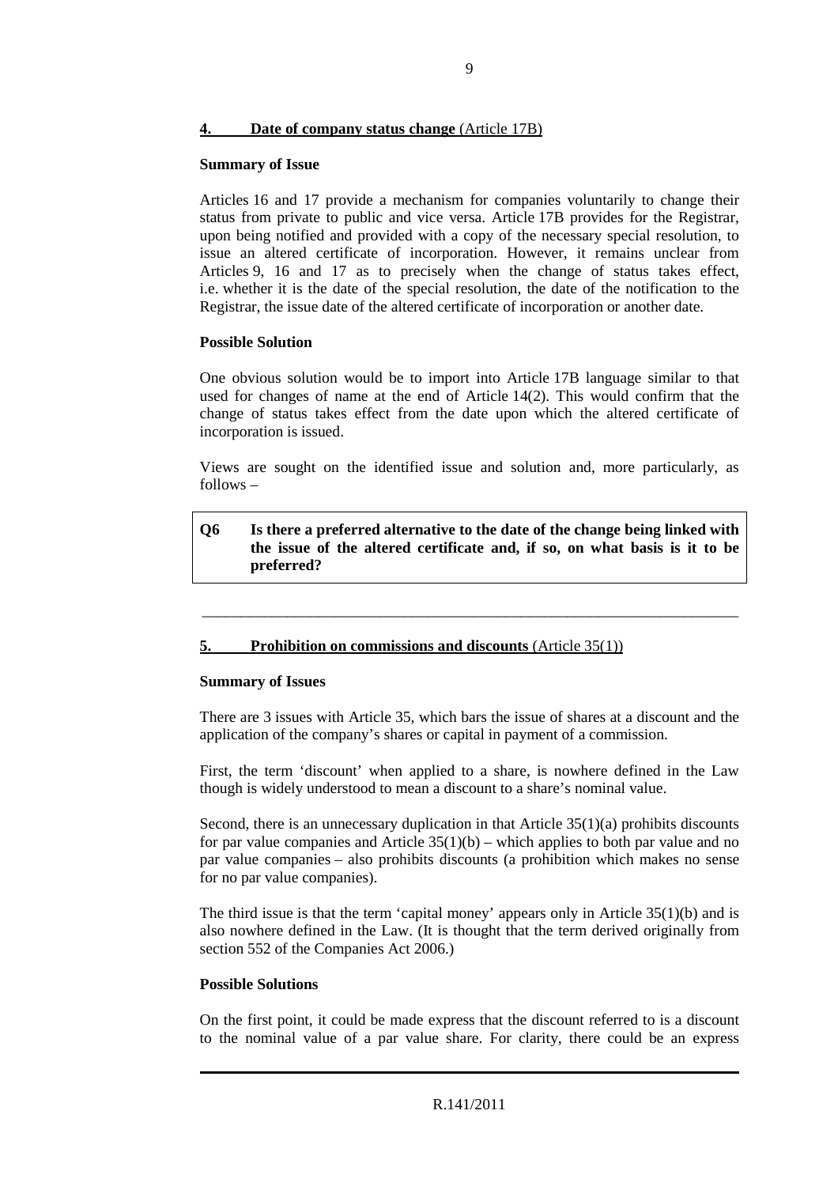## 4. Date of company status change (Article 17B)

**Summary of Issue**

Articles 16 and 17 provide a mechanism for companies voluntarily to change their status from private to public and vice versa. Article 17B provides for the Registrar, upon being notified and provided with a copy of the necessary special resolution, to issue an altered certificate of incorporation. However, it remains unclear from Articles 9, 16 and 17 as to precisely when the change of status takes effect, i.e. whether it is the date of the special resolution, the date of the notification to the Registrar, the issue date of the altered certificate of incorporation or another date.

**Possible Solution**

One obvious solution would be to import into Article 17B language similar to that used for changes of name at the end of Article 14(2). This would confirm that the change of status takes effect from the date upon which the altered certificate of incorporation is issued.

Views are sought on the identified issue and solution and, more particularly, as follows –

> **Q6 Is there a preferred alternative to the date of the change being linked with the issue of the altered certificate and, if so, on what basis is it to be preferred?**

---

## 5. Prohibition on commissions and discounts (Article 35(1))

**Summary of Issues**

There are 3 issues with Article 35, which bars the issue of shares at a discount and the application of the company's shares or capital in payment of a commission.

First, the term 'discount' when applied to a share, is nowhere defined in the Law though is widely understood to mean a discount to a share's nominal value.

Second, there is an unnecessary duplication in that Article 35(1)(a) prohibits discounts for par value companies and Article 35(1)(b) – which applies to both par value and no par value companies – also prohibits discounts (a prohibition which makes no sense for no par value companies).

The third issue is that the term 'capital money' appears only in Article 35(1)(b) and is also nowhere defined in the Law. (It is thought that the term derived originally from section 552 of the Companies Act 2006.)

**Possible Solutions**

On the first point, it could be made express that the discount referred to is a discount to the nominal value of a par value share. For clarity, there could be an express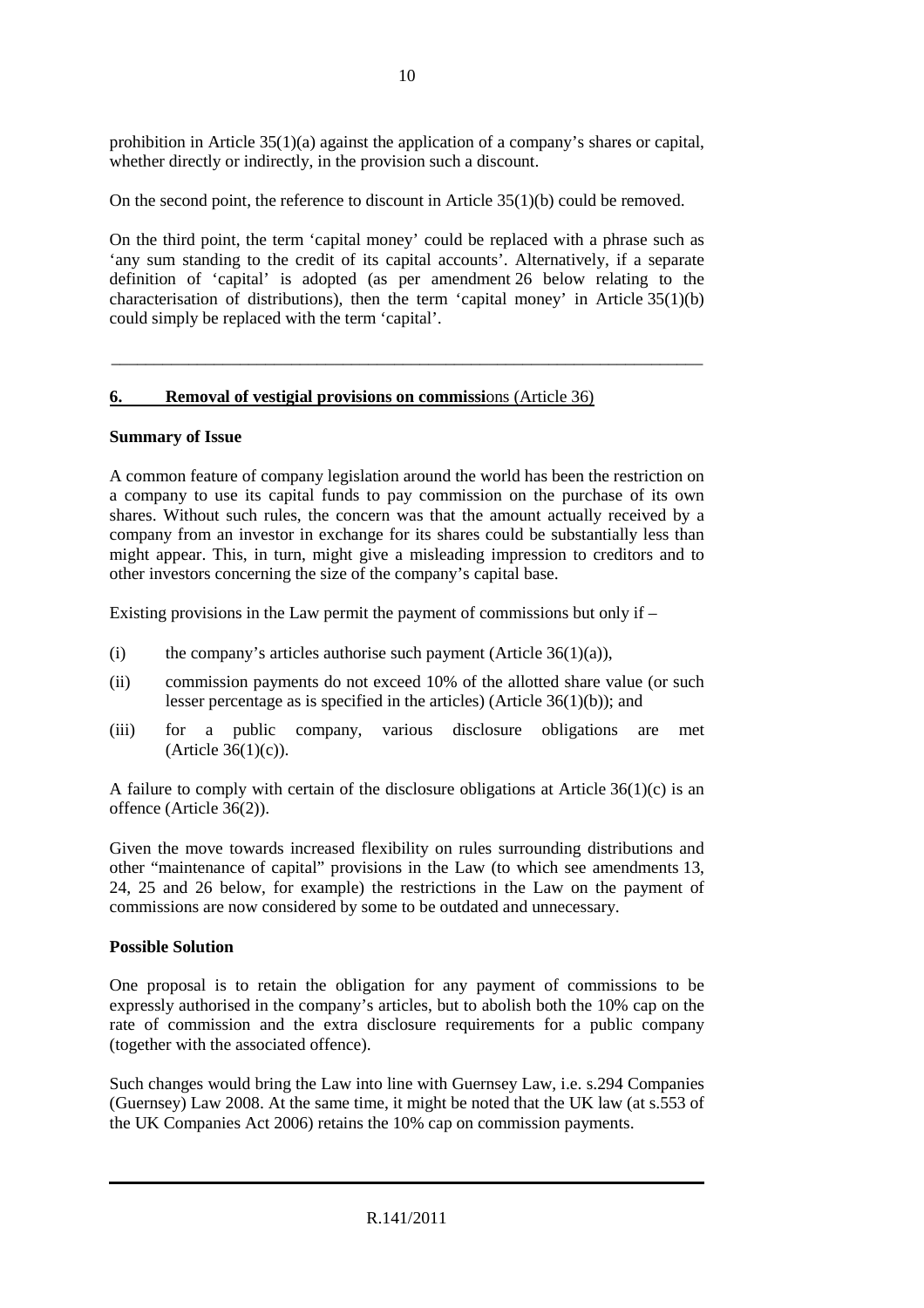prohibition in Article 35(1)(a) against the application of a company's shares or capital, whether directly or indirectly, in the provision such a discount.

On the second point, the reference to discount in Article 35(1)(b) could be removed.

On the third point, the term 'capital money' could be replaced with a phrase such as 'any sum standing to the credit of its capital accounts'. Alternatively, if a separate definition of 'capital' is adopted (as per amendment 26 below relating to the characterisation of distributions), then the term 'capital money' in Article 35(1)(b) could simply be replaced with the term 'capital'.

---

## 6. Removal of vestigial provisions on commissions (Article 36)

**Summary of Issue**

A common feature of company legislation around the world has been the restriction on a company to use its capital funds to pay commission on the purchase of its own shares. Without such rules, the concern was that the amount actually received by a company from an investor in exchange for its shares could be substantially less than might appear. This, in turn, might give a misleading impression to creditors and to other investors concerning the size of the company's capital base.

Existing provisions in the Law permit the payment of commissions but only if –

(i) the company's articles authorise such payment (Article 36(1)(a)),

(ii) commission payments do not exceed 10% of the allotted share value (or such lesser percentage as is specified in the articles) (Article 36(1)(b)); and

(iii) for a public company, various disclosure obligations are met (Article 36(1)(c)).

A failure to comply with certain of the disclosure obligations at Article 36(1)(c) is an offence (Article 36(2)).

Given the move towards increased flexibility on rules surrounding distributions and other "maintenance of capital" provisions in the Law (to which see amendments 13, 24, 25 and 26 below, for example) the restrictions in the Law on the payment of commissions are now considered by some to be outdated and unnecessary.

**Possible Solution**

One proposal is to retain the obligation for any payment of commissions to be expressly authorised in the company's articles, but to abolish both the 10% cap on the rate of commission and the extra disclosure requirements for a public company (together with the associated offence).

Such changes would bring the Law into line with Guernsey Law, i.e. s.294 Companies (Guernsey) Law 2008. At the same time, it might be noted that the UK law (at s.553 of the UK Companies Act 2006) retains the 10% cap on commission payments.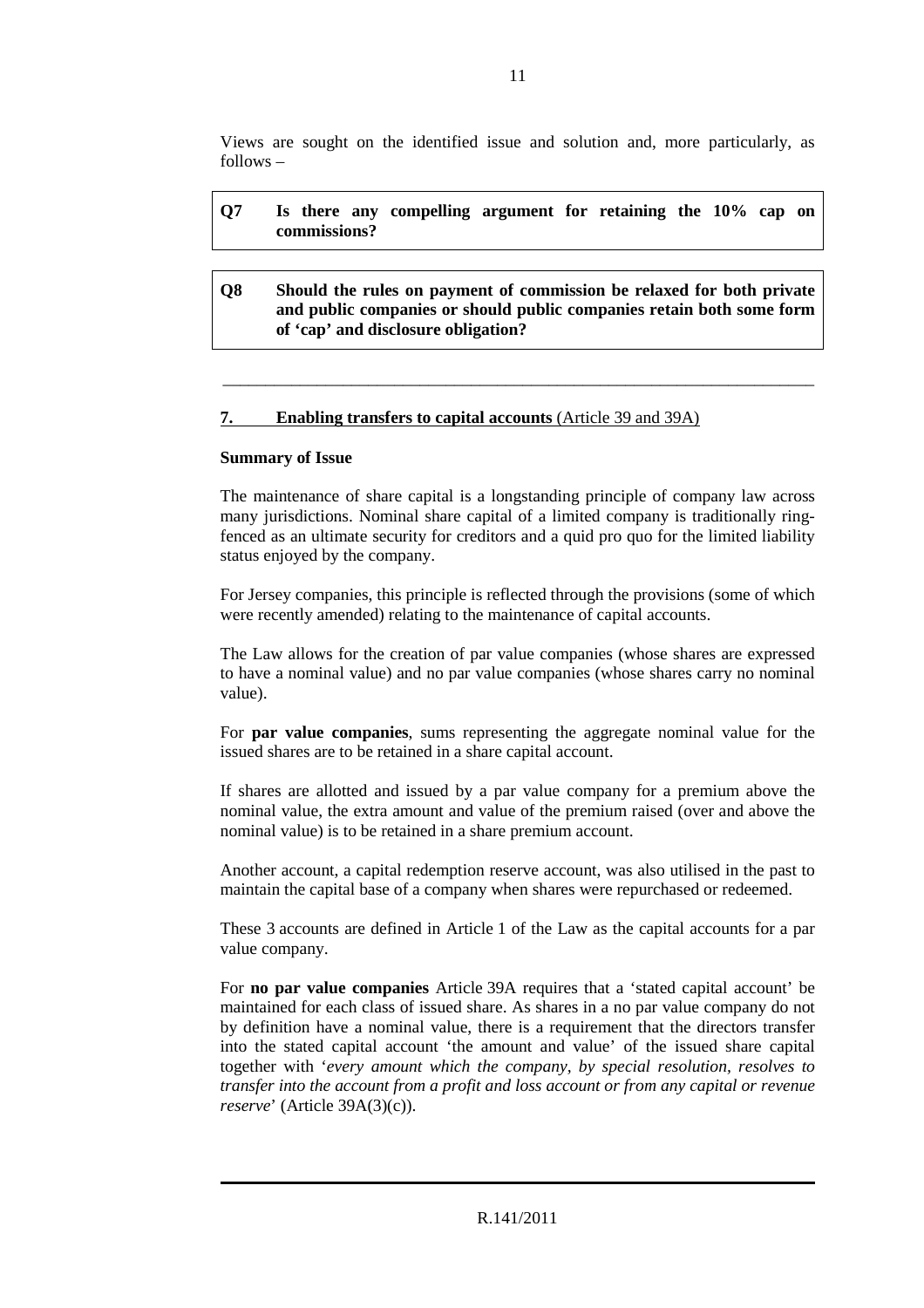Views are sought on the identified issue and solution and, more particularly, as follows –

**Q7 Is there any compelling argument for retaining the 10% cap on commissions?**

**Q8 Should the rules on payment of commission be relaxed for both private and public companies or should public companies retain both some form of 'cap' and disclosure obligation?**

---

## 7. Enabling transfers to capital accounts (Article 39 and 39A)

**Summary of Issue**

The maintenance of share capital is a longstanding principle of company law across many jurisdictions. Nominal share capital of a limited company is traditionally ring-fenced as an ultimate security for creditors and a quid pro quo for the limited liability status enjoyed by the company.

For Jersey companies, this principle is reflected through the provisions (some of which were recently amended) relating to the maintenance of capital accounts.

The Law allows for the creation of par value companies (whose shares are expressed to have a nominal value) and no par value companies (whose shares carry no nominal value).

For **par value companies**, sums representing the aggregate nominal value for the issued shares are to be retained in a share capital account.

If shares are allotted and issued by a par value company for a premium above the nominal value, the extra amount and value of the premium raised (over and above the nominal value) is to be retained in a share premium account.

Another account, a capital redemption reserve account, was also utilised in the past to maintain the capital base of a company when shares were repurchased or redeemed.

These 3 accounts are defined in Article 1 of the Law as the capital accounts for a par value company.

For **no par value companies** Article 39A requires that a 'stated capital account' be maintained for each class of issued share. As shares in a no par value company do not by definition have a nominal value, there is a requirement that the directors transfer into the stated capital account 'the amount and value' of the issued share capital together with '*every amount which the company, by special resolution, resolves to transfer into the account from a profit and loss account or from any capital or revenue reserve*' (Article 39A(3)(c)).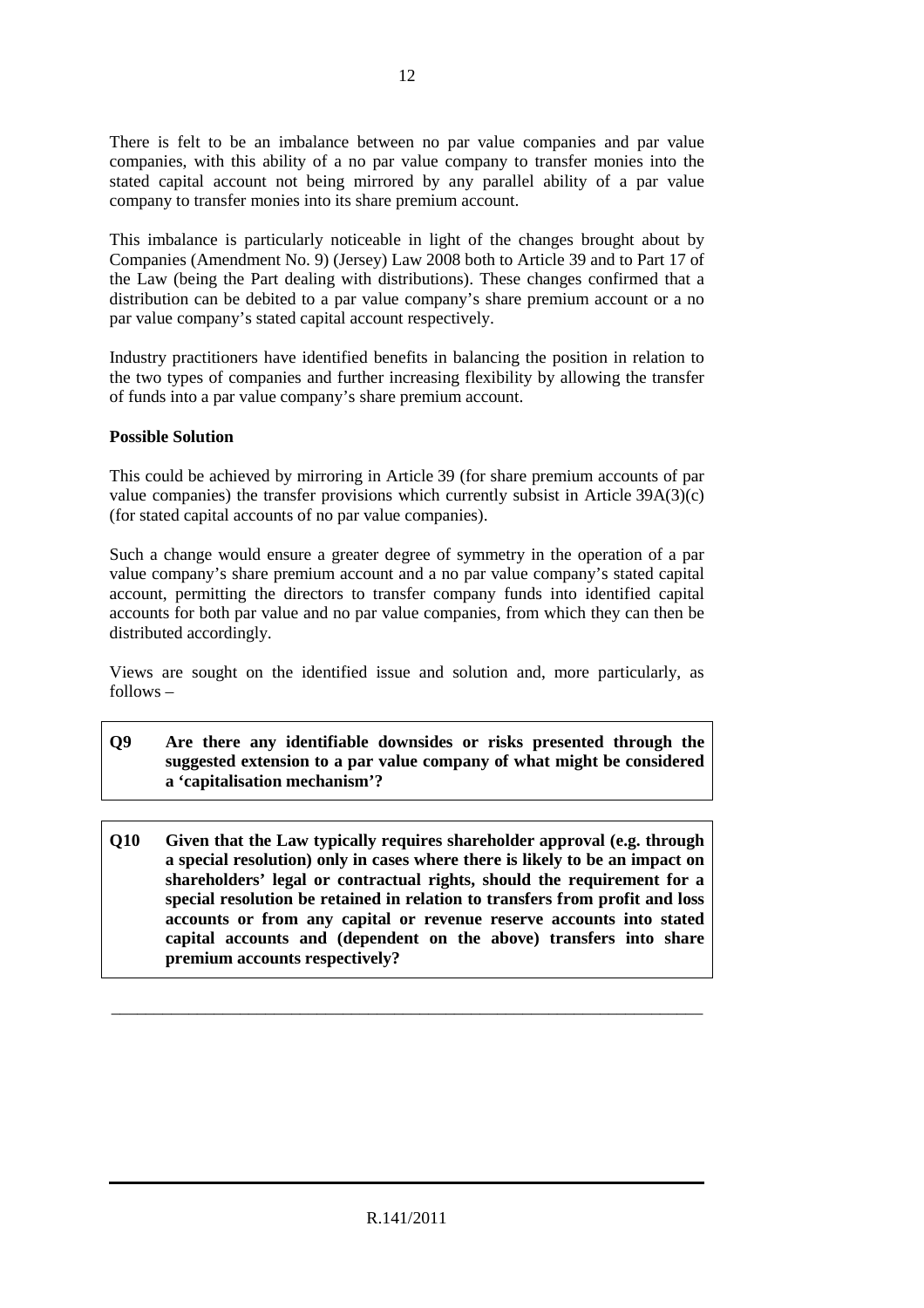There is felt to be an imbalance between no par value companies and par value companies, with this ability of a no par value company to transfer monies into the stated capital account not being mirrored by any parallel ability of a par value company to transfer monies into its share premium account.

This imbalance is particularly noticeable in light of the changes brought about by Companies (Amendment No. 9) (Jersey) Law 2008 both to Article 39 and to Part 17 of the Law (being the Part dealing with distributions). These changes confirmed that a distribution can be debited to a par value company's share premium account or a no par value company's stated capital account respectively.

Industry practitioners have identified benefits in balancing the position in relation to the two types of companies and further increasing flexibility by allowing the transfer of funds into a par value company's share premium account.

**Possible Solution**

This could be achieved by mirroring in Article 39 (for share premium accounts of par value companies) the transfer provisions which currently subsist in Article 39A(3)(c) (for stated capital accounts of no par value companies).

Such a change would ensure a greater degree of symmetry in the operation of a par value company's share premium account and a no par value company's stated capital account, permitting the directors to transfer company funds into identified capital accounts for both par value and no par value companies, from which they can then be distributed accordingly.

Views are sought on the identified issue and solution and, more particularly, as follows –

**Q9 Are there any identifiable downsides or risks presented through the suggested extension to a par value company of what might be considered a 'capitalisation mechanism'?**

**Q10 Given that the Law typically requires shareholder approval (e.g. through a special resolution) only in cases where there is likely to be an impact on shareholders' legal or contractual rights, should the requirement for a special resolution be retained in relation to transfers from profit and loss accounts or from any capital or revenue reserve accounts into stated capital accounts and (dependent on the above) transfers into share premium accounts respectively?**

---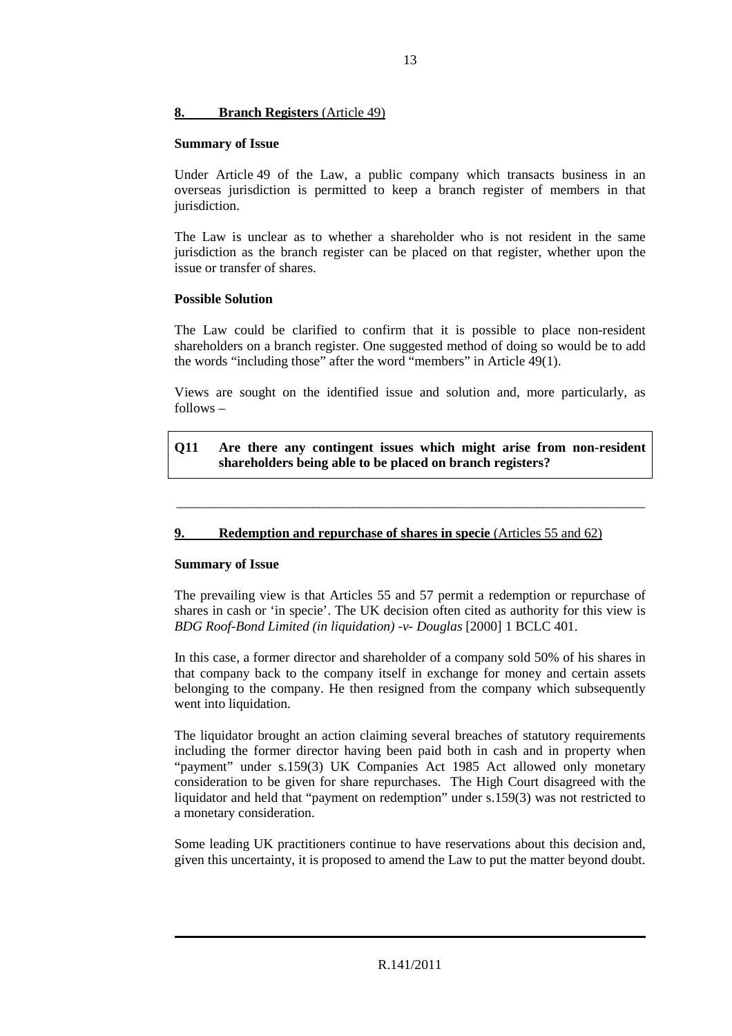## 8. Branch Registers (Article 49)

**Summary of Issue**

Under Article 49 of the Law, a public company which transacts business in an overseas jurisdiction is permitted to keep a branch register of members in that jurisdiction.

The Law is unclear as to whether a shareholder who is not resident in the same jurisdiction as the branch register can be placed on that register, whether upon the issue or transfer of shares.

**Possible Solution**

The Law could be clarified to confirm that it is possible to place non-resident shareholders on a branch register. One suggested method of doing so would be to add the words "including those" after the word "members" in Article 49(1).

Views are sought on the identified issue and solution and, more particularly, as follows –

> **Q11 Are there any contingent issues which might arise from non-resident shareholders being able to be placed on branch registers?**

---

## 9. Redemption and repurchase of shares in specie (Articles 55 and 62)

**Summary of Issue**

The prevailing view is that Articles 55 and 57 permit a redemption or repurchase of shares in cash or 'in specie'. The UK decision often cited as authority for this view is *BDG Roof-Bond Limited (in liquidation) -v- Douglas* [2000] 1 BCLC 401.

In this case, a former director and shareholder of a company sold 50% of his shares in that company back to the company itself in exchange for money and certain assets belonging to the company. He then resigned from the company which subsequently went into liquidation.

The liquidator brought an action claiming several breaches of statutory requirements including the former director having been paid both in cash and in property when "payment" under s.159(3) UK Companies Act 1985 Act allowed only monetary consideration to be given for share repurchases. The High Court disagreed with the liquidator and held that "payment on redemption" under s.159(3) was not restricted to a monetary consideration.

Some leading UK practitioners continue to have reservations about this decision and, given this uncertainty, it is proposed to amend the Law to put the matter beyond doubt.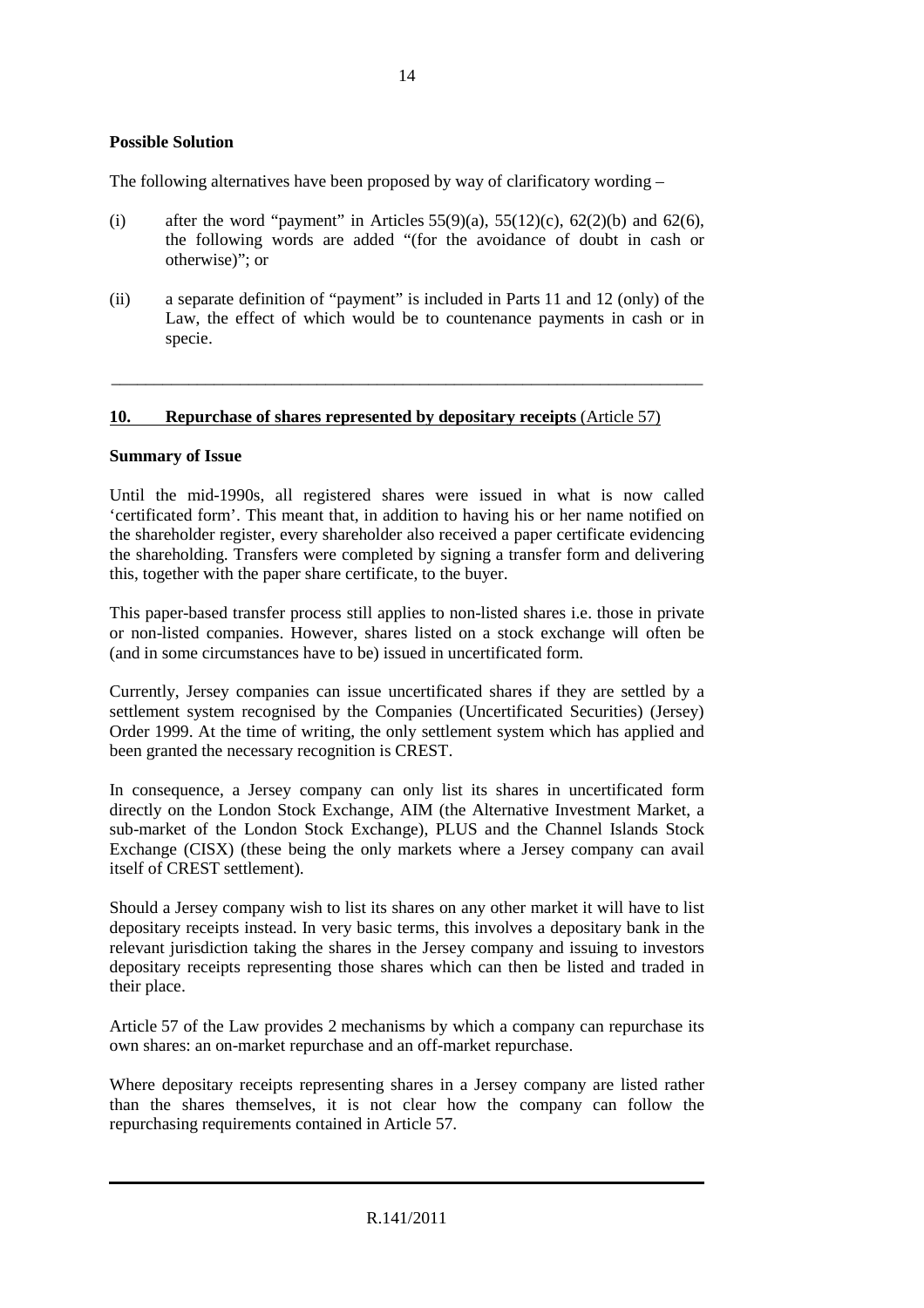**Possible Solution**

The following alternatives have been proposed by way of clarificatory wording –

(i) after the word "payment" in Articles 55(9)(a), 55(12)(c), 62(2)(b) and 62(6), the following words are added "(for the avoidance of doubt in cash or otherwise)"; or

(ii) a separate definition of "payment" is included in Parts 11 and 12 (only) of the Law, the effect of which would be to countenance payments in cash or in specie.

---

**10. Repurchase of shares represented by depositary receipts** (Article 57)

**Summary of Issue**

Until the mid-1990s, all registered shares were issued in what is now called 'certificated form'. This meant that, in addition to having his or her name notified on the shareholder register, every shareholder also received a paper certificate evidencing the shareholding. Transfers were completed by signing a transfer form and delivering this, together with the paper share certificate, to the buyer.

This paper-based transfer process still applies to non-listed shares i.e. those in private or non-listed companies. However, shares listed on a stock exchange will often be (and in some circumstances have to be) issued in uncertificated form.

Currently, Jersey companies can issue uncertificated shares if they are settled by a settlement system recognised by the Companies (Uncertificated Securities) (Jersey) Order 1999. At the time of writing, the only settlement system which has applied and been granted the necessary recognition is CREST.

In consequence, a Jersey company can only list its shares in uncertificated form directly on the London Stock Exchange, AIM (the Alternative Investment Market, a sub-market of the London Stock Exchange), PLUS and the Channel Islands Stock Exchange (CISX) (these being the only markets where a Jersey company can avail itself of CREST settlement).

Should a Jersey company wish to list its shares on any other market it will have to list depositary receipts instead. In very basic terms, this involves a depositary bank in the relevant jurisdiction taking the shares in the Jersey company and issuing to investors depositary receipts representing those shares which can then be listed and traded in their place.

Article 57 of the Law provides 2 mechanisms by which a company can repurchase its own shares: an on-market repurchase and an off-market repurchase.

Where depositary receipts representing shares in a Jersey company are listed rather than the shares themselves, it is not clear how the company can follow the repurchasing requirements contained in Article 57.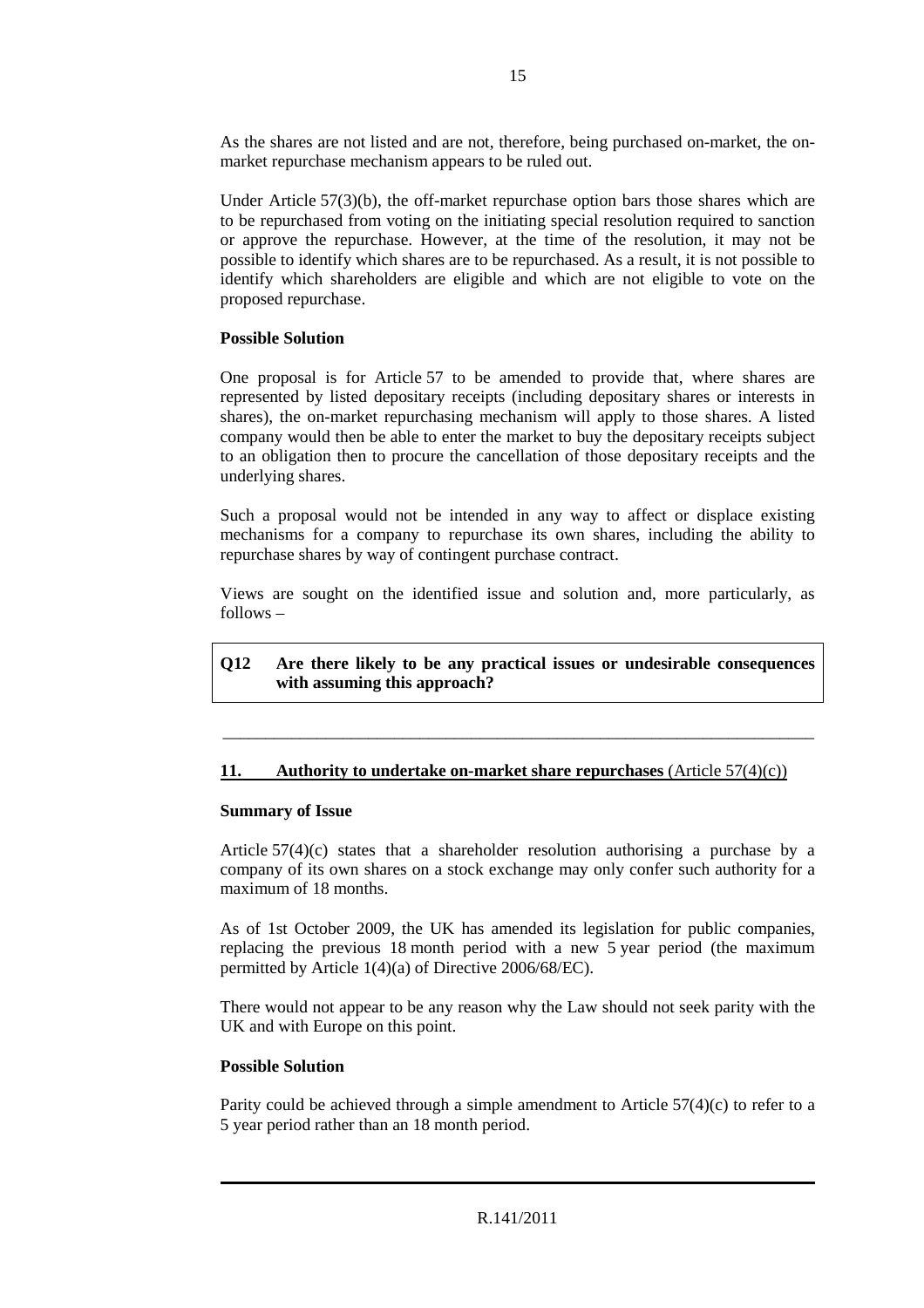As the shares are not listed and are not, therefore, being purchased on-market, the on-market repurchase mechanism appears to be ruled out.

Under Article 57(3)(b), the off-market repurchase option bars those shares which are to be repurchased from voting on the initiating special resolution required to sanction or approve the repurchase. However, at the time of the resolution, it may not be possible to identify which shares are to be repurchased. As a result, it is not possible to identify which shareholders are eligible and which are not eligible to vote on the proposed repurchase.

**Possible Solution**

One proposal is for Article 57 to be amended to provide that, where shares are represented by listed depositary receipts (including depositary shares or interests in shares), the on-market repurchasing mechanism will apply to those shares. A listed company would then be able to enter the market to buy the depositary receipts subject to an obligation then to procure the cancellation of those depositary receipts and the underlying shares.

Such a proposal would not be intended in any way to affect or displace existing mechanisms for a company to repurchase its own shares, including the ability to repurchase shares by way of contingent purchase contract.

Views are sought on the identified issue and solution and, more particularly, as follows –

**Q12 Are there likely to be any practical issues or undesirable consequences with assuming this approach?**

---

## 11. Authority to undertake on-market share repurchases (Article 57(4)(c))

**Summary of Issue**

Article 57(4)(c) states that a shareholder resolution authorising a purchase by a company of its own shares on a stock exchange may only confer such authority for a maximum of 18 months.

As of 1st October 2009, the UK has amended its legislation for public companies, replacing the previous 18 month period with a new 5 year period (the maximum permitted by Article 1(4)(a) of Directive 2006/68/EC).

There would not appear to be any reason why the Law should not seek parity with the UK and with Europe on this point.

**Possible Solution**

Parity could be achieved through a simple amendment to Article 57(4)(c) to refer to a 5 year period rather than an 18 month period.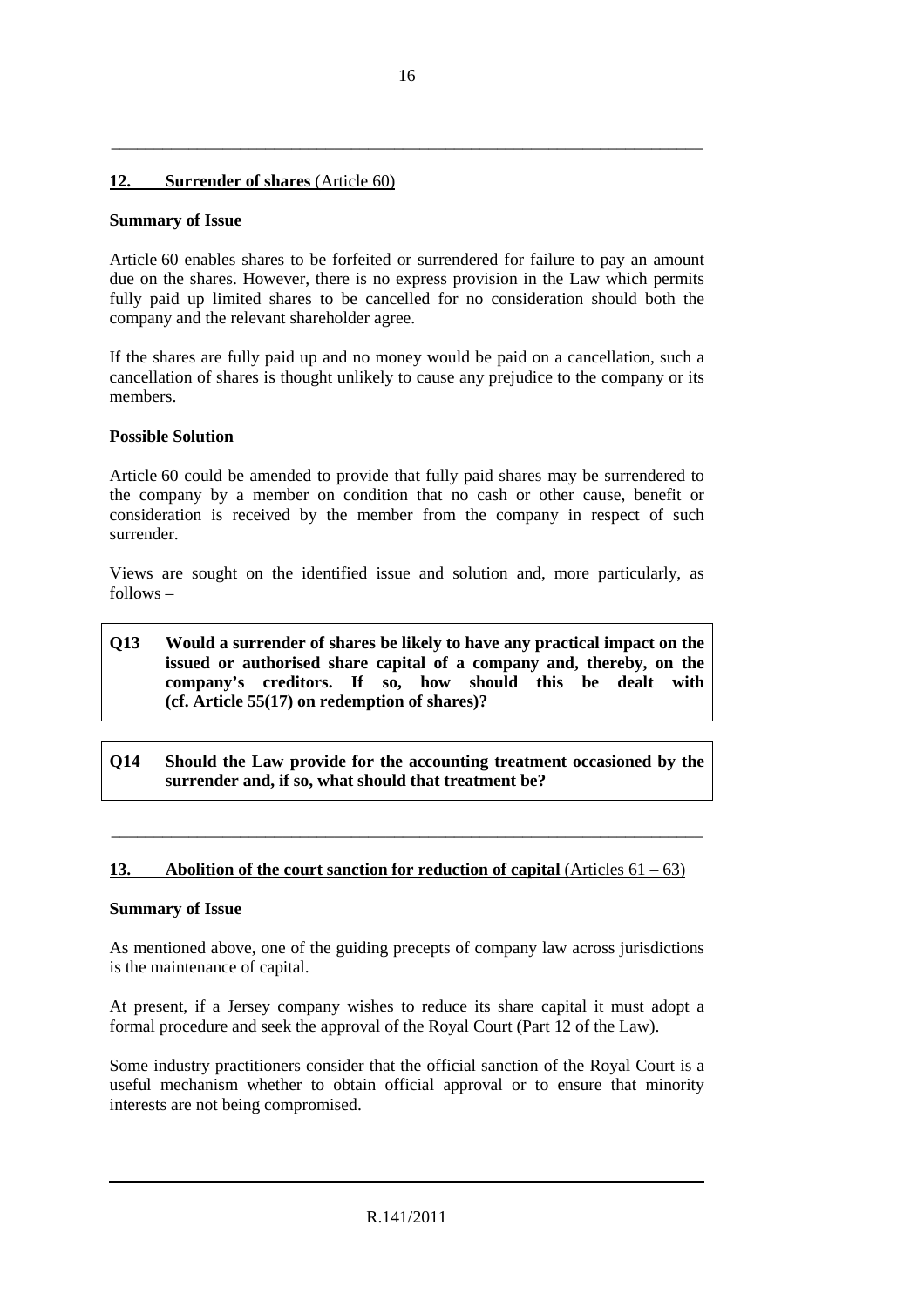---

## 12. Surrender of shares (Article 60)

**Summary of Issue**

Article 60 enables shares to be forfeited or surrendered for failure to pay an amount due on the shares. However, there is no express provision in the Law which permits fully paid up limited shares to be cancelled for no consideration should both the company and the relevant shareholder agree.

If the shares are fully paid up and no money would be paid on a cancellation, such a cancellation of shares is thought unlikely to cause any prejudice to the company or its members.

**Possible Solution**

Article 60 could be amended to provide that fully paid shares may be surrendered to the company by a member on condition that no cash or other cause, benefit or consideration is received by the member from the company in respect of such surrender.

Views are sought on the identified issue and solution and, more particularly, as follows –

> **Q13 Would a surrender of shares be likely to have any practical impact on the issued or authorised share capital of a company and, thereby, on the company's creditors. If so, how should this be dealt with (cf. Article 55(17) on redemption of shares)?**

> **Q14 Should the Law provide for the accounting treatment occasioned by the surrender and, if so, what should that treatment be?**

---

## 13. Abolition of the court sanction for reduction of capital (Articles 61 – 63)

**Summary of Issue**

As mentioned above, one of the guiding precepts of company law across jurisdictions is the maintenance of capital.

At present, if a Jersey company wishes to reduce its share capital it must adopt a formal procedure and seek the approval of the Royal Court (Part 12 of the Law).

Some industry practitioners consider that the official sanction of the Royal Court is a useful mechanism whether to obtain official approval or to ensure that minority interests are not being compromised.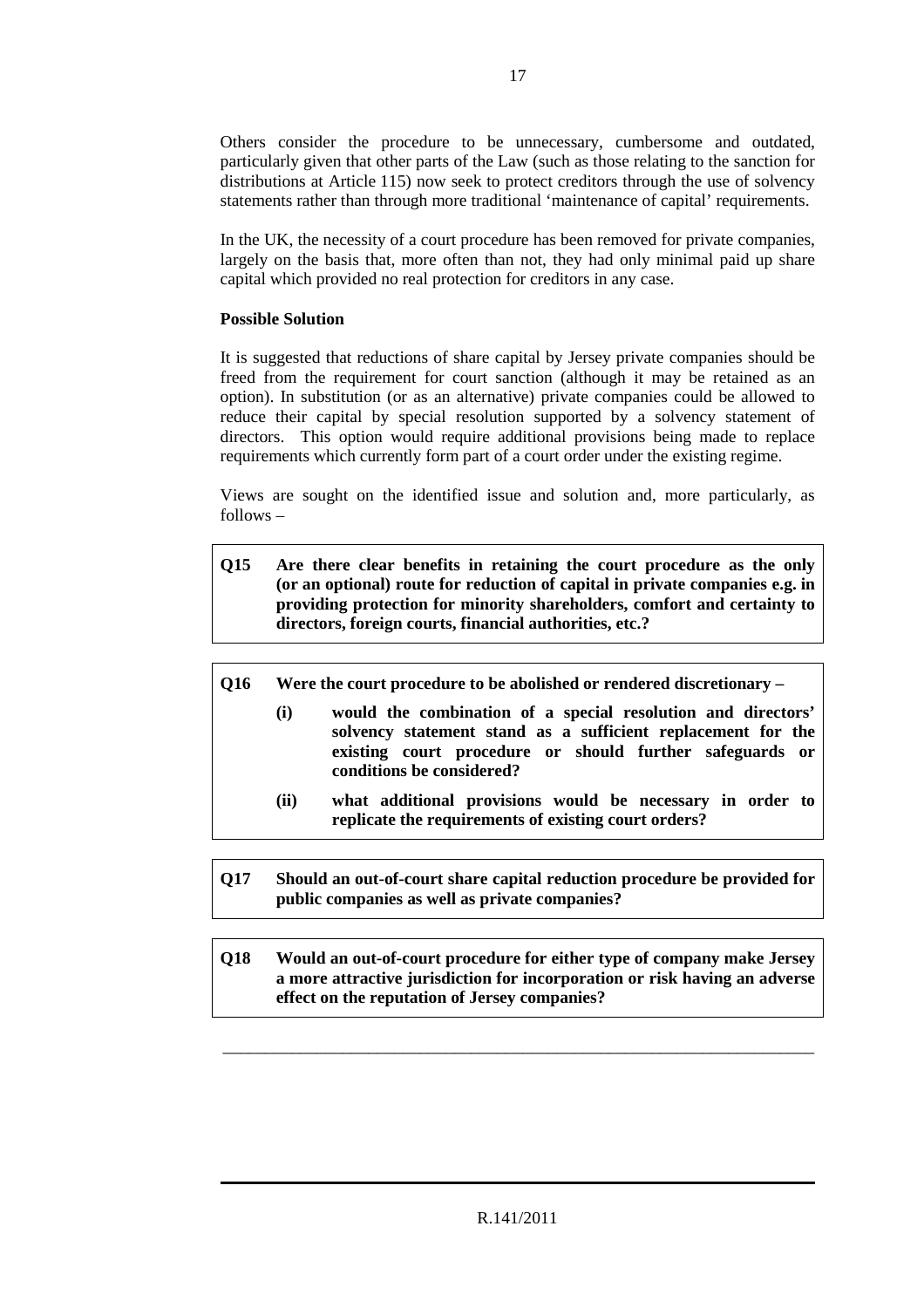Others consider the procedure to be unnecessary, cumbersome and outdated, particularly given that other parts of the Law (such as those relating to the sanction for distributions at Article 115) now seek to protect creditors through the use of solvency statements rather than through more traditional 'maintenance of capital' requirements.

In the UK, the necessity of a court procedure has been removed for private companies, largely on the basis that, more often than not, they had only minimal paid up share capital which provided no real protection for creditors in any case.

**Possible Solution**

It is suggested that reductions of share capital by Jersey private companies should be freed from the requirement for court sanction (although it may be retained as an option). In substitution (or as an alternative) private companies could be allowed to reduce their capital by special resolution supported by a solvency statement of directors. This option would require additional provisions being made to replace requirements which currently form part of a court order under the existing regime.

Views are sought on the identified issue and solution and, more particularly, as follows –

**Q15 Are there clear benefits in retaining the court procedure as the only (or an optional) route for reduction of capital in private companies e.g. in providing protection for minority shareholders, comfort and certainty to directors, foreign courts, financial authorities, etc.?**

**Q16 Were the court procedure to be abolished or rendered discretionary –**

- **(i) would the combination of a special resolution and directors' solvency statement stand as a sufficient replacement for the existing court procedure or should further safeguards or conditions be considered?**
- **(ii) what additional provisions would be necessary in order to replicate the requirements of existing court orders?**

**Q17 Should an out-of-court share capital reduction procedure be provided for public companies as well as private companies?**

**Q18 Would an out-of-court procedure for either type of company make Jersey a more attractive jurisdiction for incorporation or risk having an adverse effect on the reputation of Jersey companies?**

---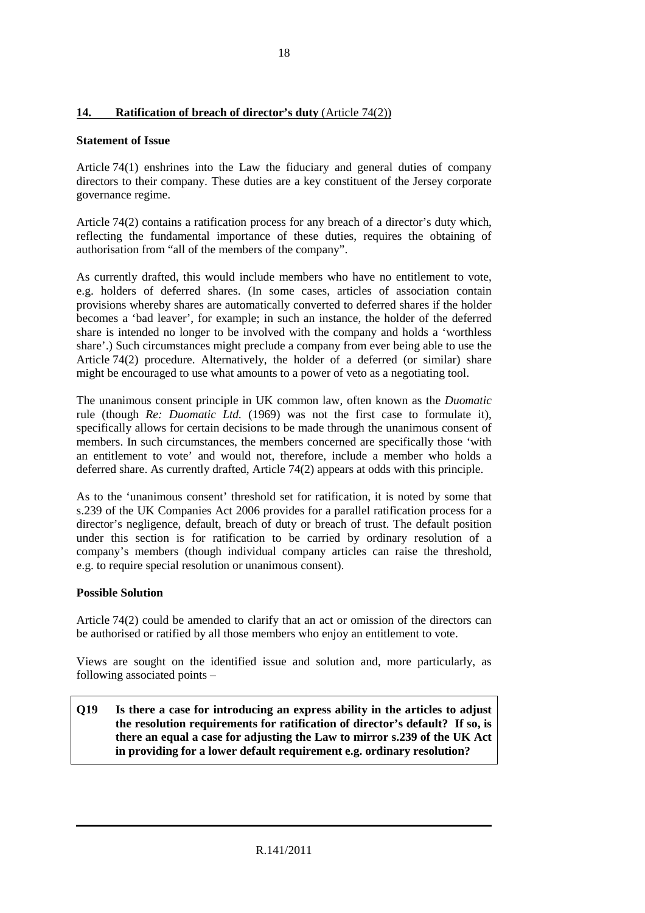## 14. Ratification of breach of director's duty (Article 74(2))

**Statement of Issue**

Article 74(1) enshrines into the Law the fiduciary and general duties of company directors to their company. These duties are a key constituent of the Jersey corporate governance regime.

Article 74(2) contains a ratification process for any breach of a director's duty which, reflecting the fundamental importance of these duties, requires the obtaining of authorisation from "all of the members of the company".

As currently drafted, this would include members who have no entitlement to vote, e.g. holders of deferred shares. (In some cases, articles of association contain provisions whereby shares are automatically converted to deferred shares if the holder becomes a 'bad leaver', for example; in such an instance, the holder of the deferred share is intended no longer to be involved with the company and holds a 'worthless share'.) Such circumstances might preclude a company from ever being able to use the Article 74(2) procedure. Alternatively, the holder of a deferred (or similar) share might be encouraged to use what amounts to a power of veto as a negotiating tool.

The unanimous consent principle in UK common law, often known as the *Duomatic* rule (though *Re: Duomatic Ltd.* (1969) was not the first case to formulate it), specifically allows for certain decisions to be made through the unanimous consent of members. In such circumstances, the members concerned are specifically those 'with an entitlement to vote' and would not, therefore, include a member who holds a deferred share. As currently drafted, Article 74(2) appears at odds with this principle.

As to the 'unanimous consent' threshold set for ratification, it is noted by some that s.239 of the UK Companies Act 2006 provides for a parallel ratification process for a director's negligence, default, breach of duty or breach of trust. The default position under this section is for ratification to be carried by ordinary resolution of a company's members (though individual company articles can raise the threshold, e.g. to require special resolution or unanimous consent).

**Possible Solution**

Article 74(2) could be amended to clarify that an act or omission of the directors can be authorised or ratified by all those members who enjoy an entitlement to vote.

Views are sought on the identified issue and solution and, more particularly, as following associated points –

**Q19 Is there a case for introducing an express ability in the articles to adjust the resolution requirements for ratification of director's default? If so, is there an equal a case for adjusting the Law to mirror s.239 of the UK Act in providing for a lower default requirement e.g. ordinary resolution?**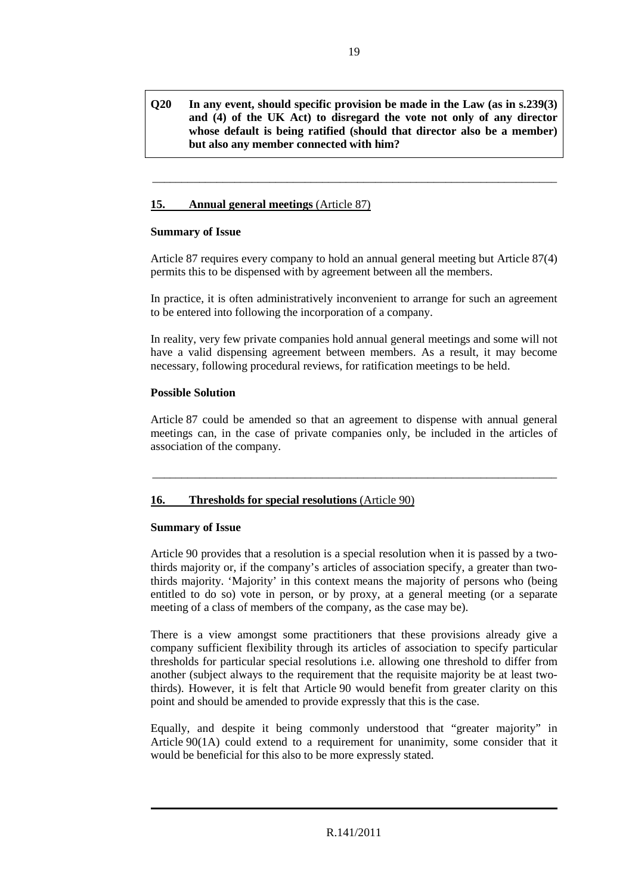**Q20 In any event, should specific provision be made in the Law (as in s.239(3) and (4) of the UK Act) to disregard the vote not only of any director whose default is being ratified (should that director also be a member) but also any member connected with him?**

---

## 15. Annual general meetings (Article 87)

**Summary of Issue**

Article 87 requires every company to hold an annual general meeting but Article 87(4) permits this to be dispensed with by agreement between all the members.

In practice, it is often administratively inconvenient to arrange for such an agreement to be entered into following the incorporation of a company.

In reality, very few private companies hold annual general meetings and some will not have a valid dispensing agreement between members. As a result, it may become necessary, following procedural reviews, for ratification meetings to be held.

**Possible Solution**

Article 87 could be amended so that an agreement to dispense with annual general meetings can, in the case of private companies only, be included in the articles of association of the company.

---

## 16. Thresholds for special resolutions (Article 90)

**Summary of Issue**

Article 90 provides that a resolution is a special resolution when it is passed by a two-thirds majority or, if the company's articles of association specify, a greater than two-thirds majority. 'Majority' in this context means the majority of persons who (being entitled to do so) vote in person, or by proxy, at a general meeting (or a separate meeting of a class of members of the company, as the case may be).

There is a view amongst some practitioners that these provisions already give a company sufficient flexibility through its articles of association to specify particular thresholds for particular special resolutions i.e. allowing one threshold to differ from another (subject always to the requirement that the requisite majority be at least two-thirds). However, it is felt that Article 90 would benefit from greater clarity on this point and should be amended to provide expressly that this is the case.

Equally, and despite it being commonly understood that "greater majority" in Article 90(1A) could extend to a requirement for unanimity, some consider that it would be beneficial for this also to be more expressly stated.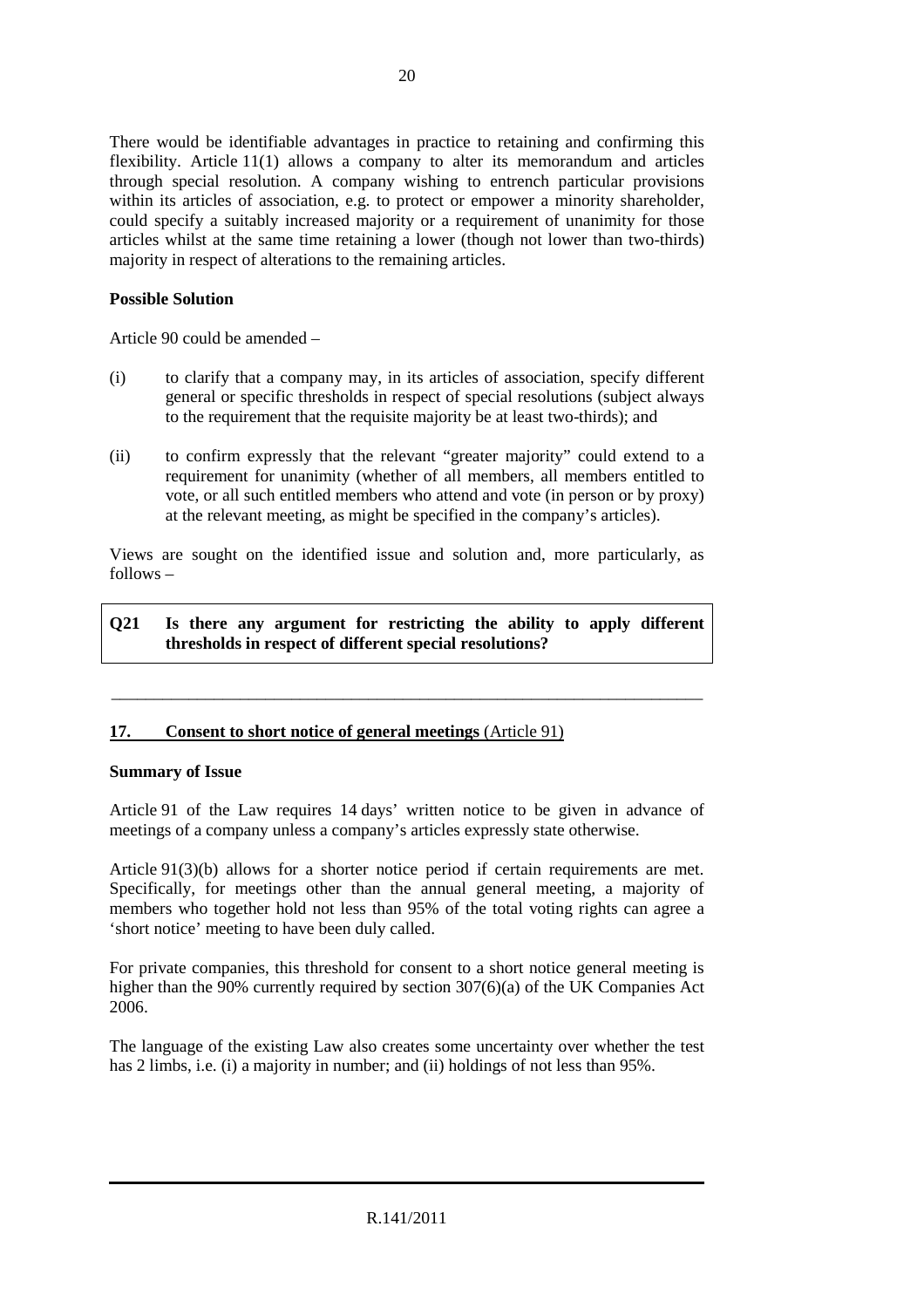There would be identifiable advantages in practice to retaining and confirming this flexibility. Article 11(1) allows a company to alter its memorandum and articles through special resolution. A company wishing to entrench particular provisions within its articles of association, e.g. to protect or empower a minority shareholder, could specify a suitably increased majority or a requirement of unanimity for those articles whilst at the same time retaining a lower (though not lower than two-thirds) majority in respect of alterations to the remaining articles.

**Possible Solution**

Article 90 could be amended –

(i) to clarify that a company may, in its articles of association, specify different general or specific thresholds in respect of special resolutions (subject always to the requirement that the requisite majority be at least two-thirds); and

(ii) to confirm expressly that the relevant "greater majority" could extend to a requirement for unanimity (whether of all members, all members entitled to vote, or all such entitled members who attend and vote (in person or by proxy) at the relevant meeting, as might be specified in the company's articles).

Views are sought on the identified issue and solution and, more particularly, as follows –

> **Q21 Is there any argument for restricting the ability to apply different thresholds in respect of different special resolutions?**

---

## 17. Consent to short notice of general meetings (Article 91)

**Summary of Issue**

Article 91 of the Law requires 14 days' written notice to be given in advance of meetings of a company unless a company's articles expressly state otherwise.

Article 91(3)(b) allows for a shorter notice period if certain requirements are met. Specifically, for meetings other than the annual general meeting, a majority of members who together hold not less than 95% of the total voting rights can agree a 'short notice' meeting to have been duly called.

For private companies, this threshold for consent to a short notice general meeting is higher than the 90% currently required by section 307(6)(a) of the UK Companies Act 2006.

The language of the existing Law also creates some uncertainty over whether the test has 2 limbs, i.e. (i) a majority in number; and (ii) holdings of not less than 95%.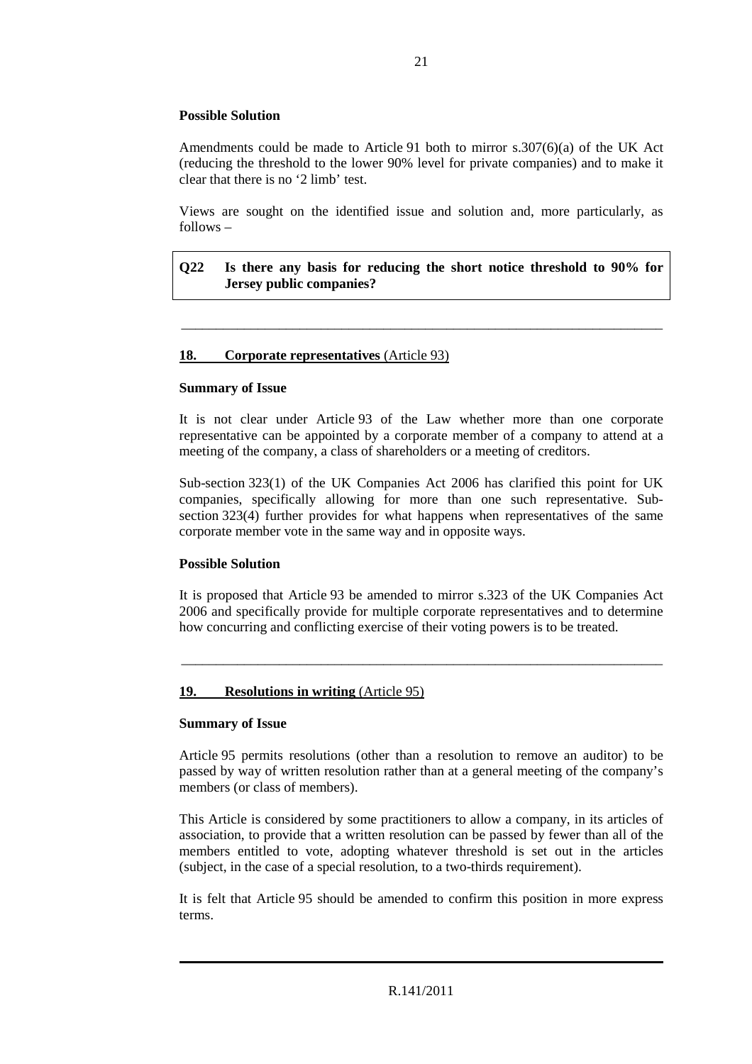**Possible Solution**

Amendments could be made to Article 91 both to mirror s.307(6)(a) of the UK Act (reducing the threshold to the lower 90% level for private companies) and to make it clear that there is no '2 limb' test.

Views are sought on the identified issue and solution and, more particularly, as follows –

> **Q22 Is there any basis for reducing the short notice threshold to 90% for Jersey public companies?**

---

## 18. Corporate representatives (Article 93)

**Summary of Issue**

It is not clear under Article 93 of the Law whether more than one corporate representative can be appointed by a corporate member of a company to attend at a meeting of the company, a class of shareholders or a meeting of creditors.

Sub-section 323(1) of the UK Companies Act 2006 has clarified this point for UK companies, specifically allowing for more than one such representative. Sub-section 323(4) further provides for what happens when representatives of the same corporate member vote in the same way and in opposite ways.

**Possible Solution**

It is proposed that Article 93 be amended to mirror s.323 of the UK Companies Act 2006 and specifically provide for multiple corporate representatives and to determine how concurring and conflicting exercise of their voting powers is to be treated.

---

## 19. Resolutions in writing (Article 95)

**Summary of Issue**

Article 95 permits resolutions (other than a resolution to remove an auditor) to be passed by way of written resolution rather than at a general meeting of the company's members (or class of members).

This Article is considered by some practitioners to allow a company, in its articles of association, to provide that a written resolution can be passed by fewer than all of the members entitled to vote, adopting whatever threshold is set out in the articles (subject, in the case of a special resolution, to a two-thirds requirement).

It is felt that Article 95 should be amended to confirm this position in more express terms.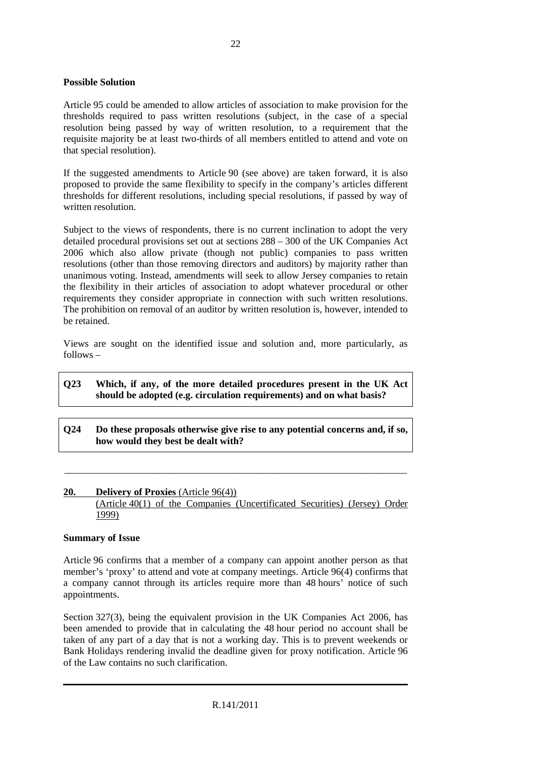**Possible Solution**

Article 95 could be amended to allow articles of association to make provision for the thresholds required to pass written resolutions (subject, in the case of a special resolution being passed by way of written resolution, to a requirement that the requisite majority be at least two-thirds of all members entitled to attend and vote on that special resolution).

If the suggested amendments to Article 90 (see above) are taken forward, it is also proposed to provide the same flexibility to specify in the company's articles different thresholds for different resolutions, including special resolutions, if passed by way of written resolution.

Subject to the views of respondents, there is no current inclination to adopt the very detailed procedural provisions set out at sections 288 – 300 of the UK Companies Act 2006 which also allow private (though not public) companies to pass written resolutions (other than those removing directors and auditors) by majority rather than unanimous voting. Instead, amendments will seek to allow Jersey companies to retain the flexibility in their articles of association to adopt whatever procedural or other requirements they consider appropriate in connection with such written resolutions. The prohibition on removal of an auditor by written resolution is, however, intended to be retained.

Views are sought on the identified issue and solution and, more particularly, as follows –

> **Q23 Which, if any, of the more detailed procedures present in the UK Act should be adopted (e.g. circulation requirements) and on what basis?**

> **Q24 Do these proposals otherwise give rise to any potential concerns and, if so, how would they best be dealt with?**

---

## 20. Delivery of Proxies (Article 96(4)) (Article 40(1) of the Companies (Uncertificated Securities) (Jersey) Order 1999)

**Summary of Issue**

Article 96 confirms that a member of a company can appoint another person as that member's 'proxy' to attend and vote at company meetings. Article 96(4) confirms that a company cannot through its articles require more than 48 hours' notice of such appointments.

Section 327(3), being the equivalent provision in the UK Companies Act 2006, has been amended to provide that in calculating the 48 hour period no account shall be taken of any part of a day that is not a working day. This is to prevent weekends or Bank Holidays rendering invalid the deadline given for proxy notification. Article 96 of the Law contains no such clarification.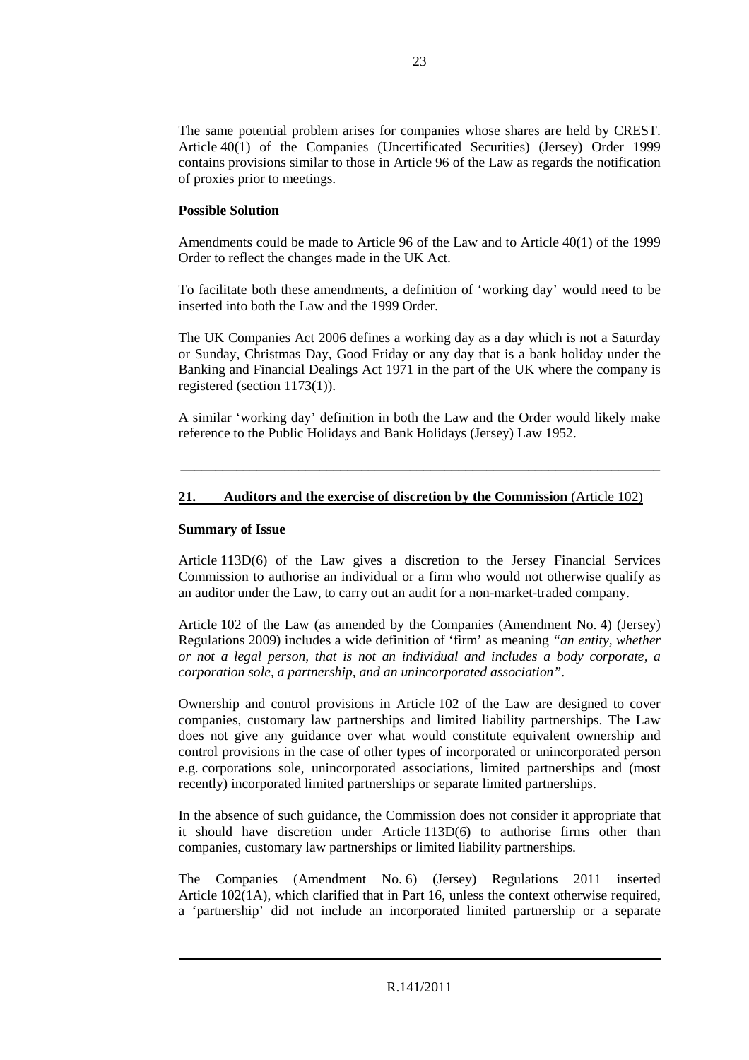The same potential problem arises for companies whose shares are held by CREST. Article 40(1) of the Companies (Uncertificated Securities) (Jersey) Order 1999 contains provisions similar to those in Article 96 of the Law as regards the notification of proxies prior to meetings.

**Possible Solution**

Amendments could be made to Article 96 of the Law and to Article 40(1) of the 1999 Order to reflect the changes made in the UK Act.

To facilitate both these amendments, a definition of 'working day' would need to be inserted into both the Law and the 1999 Order.

The UK Companies Act 2006 defines a working day as a day which is not a Saturday or Sunday, Christmas Day, Good Friday or any day that is a bank holiday under the Banking and Financial Dealings Act 1971 in the part of the UK where the company is registered (section 1173(1)).

A similar 'working day' definition in both the Law and the Order would likely make reference to the Public Holidays and Bank Holidays (Jersey) Law 1952.

---

## 21. Auditors and the exercise of discretion by the Commission (Article 102)

**Summary of Issue**

Article 113D(6) of the Law gives a discretion to the Jersey Financial Services Commission to authorise an individual or a firm who would not otherwise qualify as an auditor under the Law, to carry out an audit for a non-market-traded company.

Article 102 of the Law (as amended by the Companies (Amendment No. 4) (Jersey) Regulations 2009) includes a wide definition of 'firm' as meaning *"an entity, whether or not a legal person, that is not an individual and includes a body corporate, a corporation sole, a partnership, and an unincorporated association"*.

Ownership and control provisions in Article 102 of the Law are designed to cover companies, customary law partnerships and limited liability partnerships. The Law does not give any guidance over what would constitute equivalent ownership and control provisions in the case of other types of incorporated or unincorporated person e.g. corporations sole, unincorporated associations, limited partnerships and (most recently) incorporated limited partnerships or separate limited partnerships.

In the absence of such guidance, the Commission does not consider it appropriate that it should have discretion under Article 113D(6) to authorise firms other than companies, customary law partnerships or limited liability partnerships.

The Companies (Amendment No. 6) (Jersey) Regulations 2011 inserted Article 102(1A), which clarified that in Part 16, unless the context otherwise required, a 'partnership' did not include an incorporated limited partnership or a separate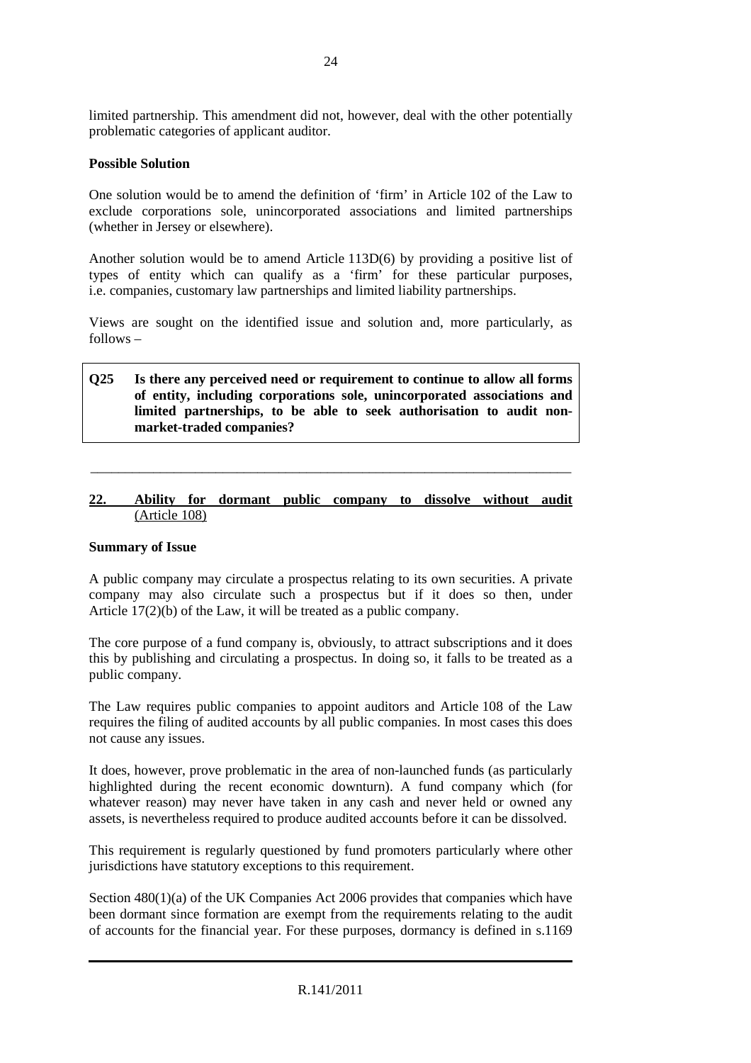limited partnership. This amendment did not, however, deal with the other potentially problematic categories of applicant auditor.

**Possible Solution**

One solution would be to amend the definition of 'firm' in Article 102 of the Law to exclude corporations sole, unincorporated associations and limited partnerships (whether in Jersey or elsewhere).

Another solution would be to amend Article 113D(6) by providing a positive list of types of entity which can qualify as a 'firm' for these particular purposes, i.e. companies, customary law partnerships and limited liability partnerships.

Views are sought on the identified issue and solution and, more particularly, as follows –

> **Q25 Is there any perceived need or requirement to continue to allow all forms of entity, including corporations sole, unincorporated associations and limited partnerships, to be able to seek authorisation to audit non-market-traded companies?**

---

## 22. Ability for dormant public company to dissolve without audit (Article 108)

**Summary of Issue**

A public company may circulate a prospectus relating to its own securities. A private company may also circulate such a prospectus but if it does so then, under Article 17(2)(b) of the Law, it will be treated as a public company.

The core purpose of a fund company is, obviously, to attract subscriptions and it does this by publishing and circulating a prospectus. In doing so, it falls to be treated as a public company.

The Law requires public companies to appoint auditors and Article 108 of the Law requires the filing of audited accounts by all public companies. In most cases this does not cause any issues.

It does, however, prove problematic in the area of non-launched funds (as particularly highlighted during the recent economic downturn). A fund company which (for whatever reason) may never have taken in any cash and never held or owned any assets, is nevertheless required to produce audited accounts before it can be dissolved.

This requirement is regularly questioned by fund promoters particularly where other jurisdictions have statutory exceptions to this requirement.

Section 480(1)(a) of the UK Companies Act 2006 provides that companies which have been dormant since formation are exempt from the requirements relating to the audit of accounts for the financial year. For these purposes, dormancy is defined in s.1169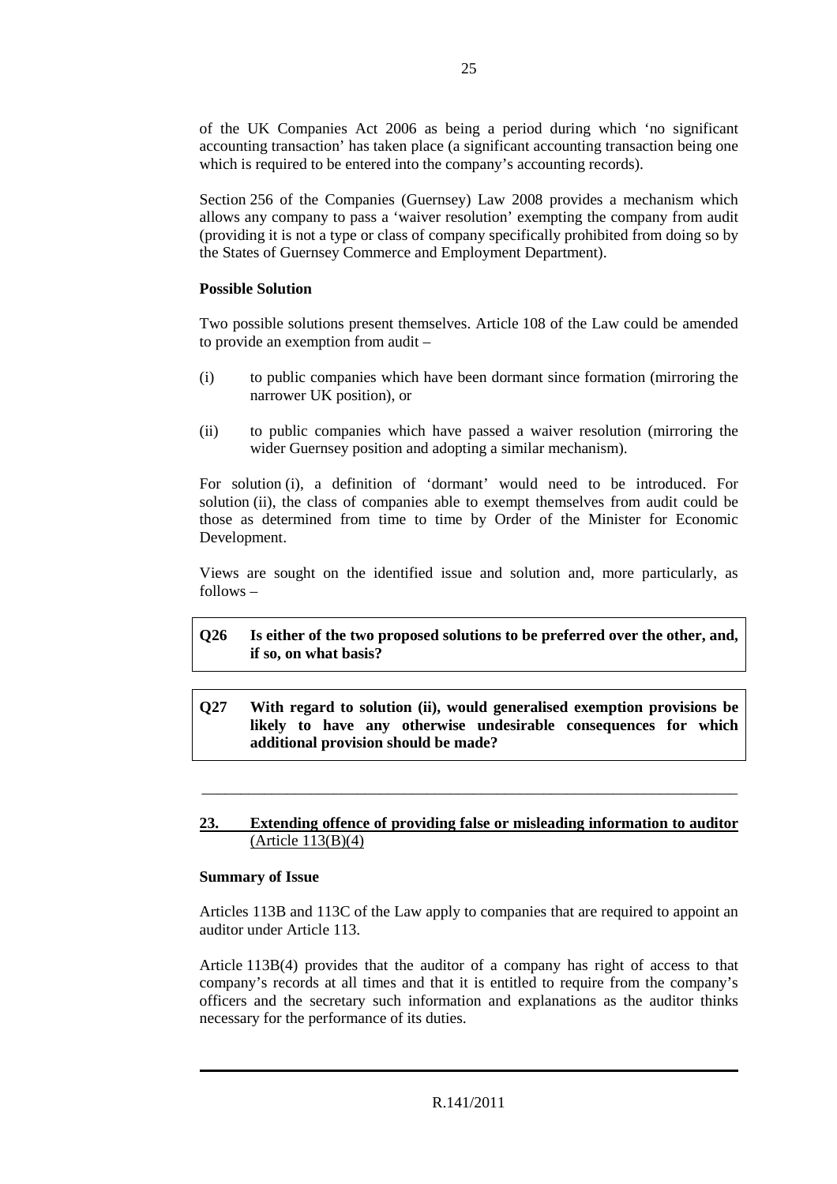of the UK Companies Act 2006 as being a period during which 'no significant accounting transaction' has taken place (a significant accounting transaction being one which is required to be entered into the company's accounting records).

Section 256 of the Companies (Guernsey) Law 2008 provides a mechanism which allows any company to pass a 'waiver resolution' exempting the company from audit (providing it is not a type or class of company specifically prohibited from doing so by the States of Guernsey Commerce and Employment Department).

**Possible Solution**

Two possible solutions present themselves. Article 108 of the Law could be amended to provide an exemption from audit –

(i) to public companies which have been dormant since formation (mirroring the narrower UK position), or

(ii) to public companies which have passed a waiver resolution (mirroring the wider Guernsey position and adopting a similar mechanism).

For solution (i), a definition of 'dormant' would need to be introduced. For solution (ii), the class of companies able to exempt themselves from audit could be those as determined from time to time by Order of the Minister for Economic Development.

Views are sought on the identified issue and solution and, more particularly, as follows –

**Q26 Is either of the two proposed solutions to be preferred over the other, and, if so, on what basis?**

**Q27 With regard to solution (ii), would generalised exemption provisions be likely to have any otherwise undesirable consequences for which additional provision should be made?**

---

## 23. Extending offence of providing false or misleading information to auditor (Article 113(B)(4)

**Summary of Issue**

Articles 113B and 113C of the Law apply to companies that are required to appoint an auditor under Article 113.

Article 113B(4) provides that the auditor of a company has right of access to that company's records at all times and that it is entitled to require from the company's officers and the secretary such information and explanations as the auditor thinks necessary for the performance of its duties.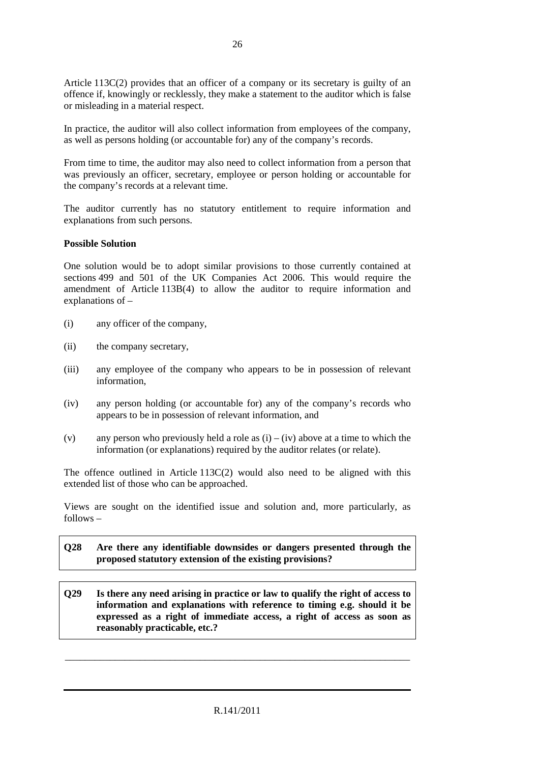Article 113C(2) provides that an officer of a company or its secretary is guilty of an offence if, knowingly or recklessly, they make a statement to the auditor which is false or misleading in a material respect.

In practice, the auditor will also collect information from employees of the company, as well as persons holding (or accountable for) any of the company's records.

From time to time, the auditor may also need to collect information from a person that was previously an officer, secretary, employee or person holding or accountable for the company's records at a relevant time.

The auditor currently has no statutory entitlement to require information and explanations from such persons.

**Possible Solution**

One solution would be to adopt similar provisions to those currently contained at sections 499 and 501 of the UK Companies Act 2006. This would require the amendment of Article 113B(4) to allow the auditor to require information and explanations of –

(i) any officer of the company,

(ii) the company secretary,

(iii) any employee of the company who appears to be in possession of relevant information,

(iv) any person holding (or accountable for) any of the company's records who appears to be in possession of relevant information, and

(v) any person who previously held a role as (i) – (iv) above at a time to which the information (or explanations) required by the auditor relates (or relate).

The offence outlined in Article 113C(2) would also need to be aligned with this extended list of those who can be approached.

Views are sought on the identified issue and solution and, more particularly, as follows –

**Q28 Are there any identifiable downsides or dangers presented through the proposed statutory extension of the existing provisions?**

**Q29 Is there any need arising in practice or law to qualify the right of access to information and explanations with reference to timing e.g. should it be expressed as a right of immediate access, a right of access as soon as reasonably practicable, etc.?**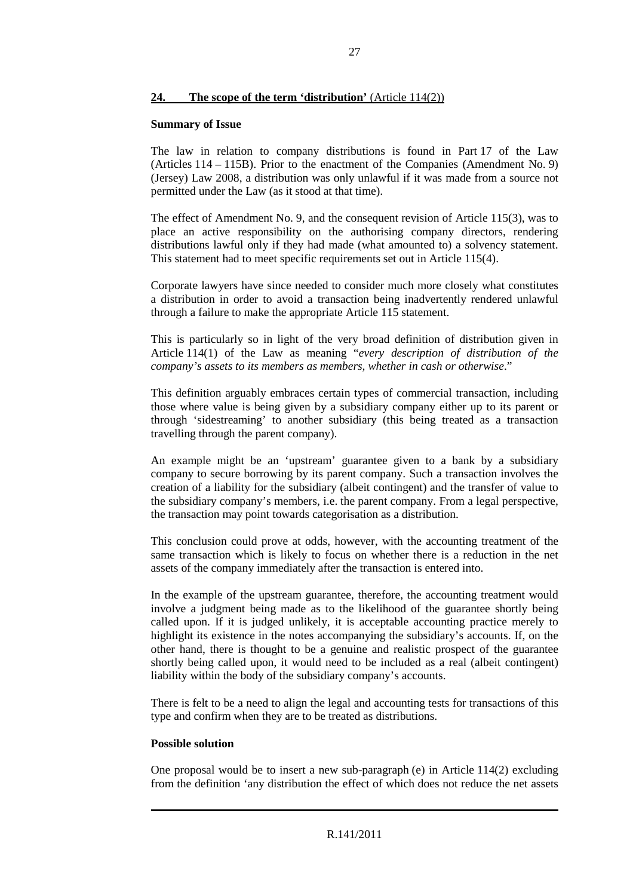## 24. The scope of the term 'distribution' (Article 114(2))

**Summary of Issue**

The law in relation to company distributions is found in Part 17 of the Law (Articles 114 – 115B). Prior to the enactment of the Companies (Amendment No. 9) (Jersey) Law 2008, a distribution was only unlawful if it was made from a source not permitted under the Law (as it stood at that time).

The effect of Amendment No. 9, and the consequent revision of Article 115(3), was to place an active responsibility on the authorising company directors, rendering distributions lawful only if they had made (what amounted to) a solvency statement. This statement had to meet specific requirements set out in Article 115(4).

Corporate lawyers have since needed to consider much more closely what constitutes a distribution in order to avoid a transaction being inadvertently rendered unlawful through a failure to make the appropriate Article 115 statement.

This is particularly so in light of the very broad definition of distribution given in Article 114(1) of the Law as meaning "*every description of distribution of the company's assets to its members as members, whether in cash or otherwise*."

This definition arguably embraces certain types of commercial transaction, including those where value is being given by a subsidiary company either up to its parent or through 'sidestreaming' to another subsidiary (this being treated as a transaction travelling through the parent company).

An example might be an 'upstream' guarantee given to a bank by a subsidiary company to secure borrowing by its parent company. Such a transaction involves the creation of a liability for the subsidiary (albeit contingent) and the transfer of value to the subsidiary company's members, i.e. the parent company. From a legal perspective, the transaction may point towards categorisation as a distribution.

This conclusion could prove at odds, however, with the accounting treatment of the same transaction which is likely to focus on whether there is a reduction in the net assets of the company immediately after the transaction is entered into.

In the example of the upstream guarantee, therefore, the accounting treatment would involve a judgment being made as to the likelihood of the guarantee shortly being called upon. If it is judged unlikely, it is acceptable accounting practice merely to highlight its existence in the notes accompanying the subsidiary's accounts. If, on the other hand, there is thought to be a genuine and realistic prospect of the guarantee shortly being called upon, it would need to be included as a real (albeit contingent) liability within the body of the subsidiary company's accounts.

There is felt to be a need to align the legal and accounting tests for transactions of this type and confirm when they are to be treated as distributions.

**Possible solution**

One proposal would be to insert a new sub-paragraph (e) in Article 114(2) excluding from the definition 'any distribution the effect of which does not reduce the net assets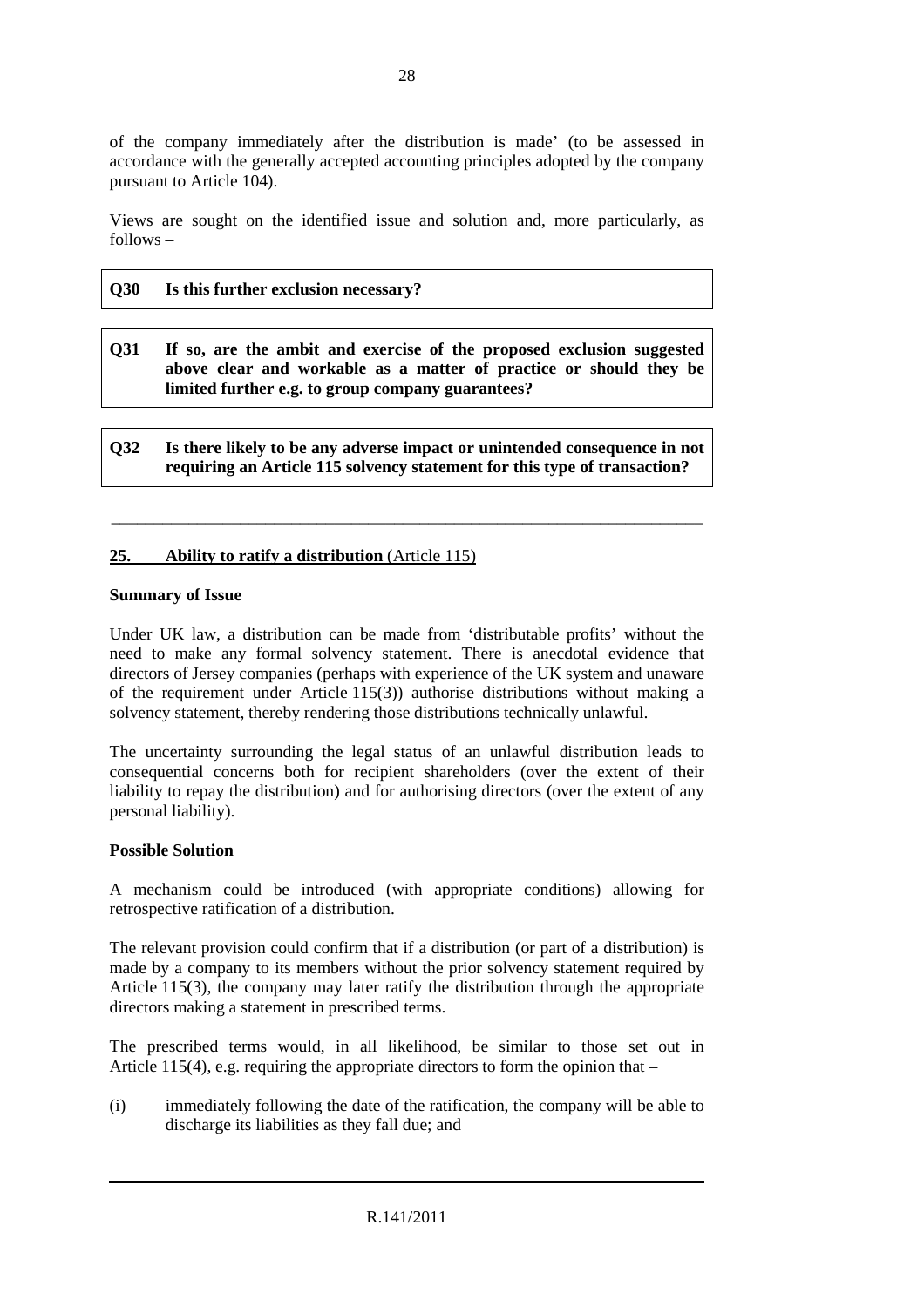of the company immediately after the distribution is made' (to be assessed in accordance with the generally accepted accounting principles adopted by the company pursuant to Article 104).

Views are sought on the identified issue and solution and, more particularly, as follows –

**Q30 Is this further exclusion necessary?**

**Q31 If so, are the ambit and exercise of the proposed exclusion suggested above clear and workable as a matter of practice or should they be limited further e.g. to group company guarantees?**

**Q32 Is there likely to be any adverse impact or unintended consequence in not requiring an Article 115 solvency statement for this type of transaction?**

---

## 25. Ability to ratify a distribution (Article 115)

**Summary of Issue**

Under UK law, a distribution can be made from 'distributable profits' without the need to make any formal solvency statement. There is anecdotal evidence that directors of Jersey companies (perhaps with experience of the UK system and unaware of the requirement under Article 115(3)) authorise distributions without making a solvency statement, thereby rendering those distributions technically unlawful.

The uncertainty surrounding the legal status of an unlawful distribution leads to consequential concerns both for recipient shareholders (over the extent of their liability to repay the distribution) and for authorising directors (over the extent of any personal liability).

**Possible Solution**

A mechanism could be introduced (with appropriate conditions) allowing for retrospective ratification of a distribution.

The relevant provision could confirm that if a distribution (or part of a distribution) is made by a company to its members without the prior solvency statement required by Article 115(3), the company may later ratify the distribution through the appropriate directors making a statement in prescribed terms.

The prescribed terms would, in all likelihood, be similar to those set out in Article 115(4), e.g. requiring the appropriate directors to form the opinion that –

(i) immediately following the date of the ratification, the company will be able to discharge its liabilities as they fall due; and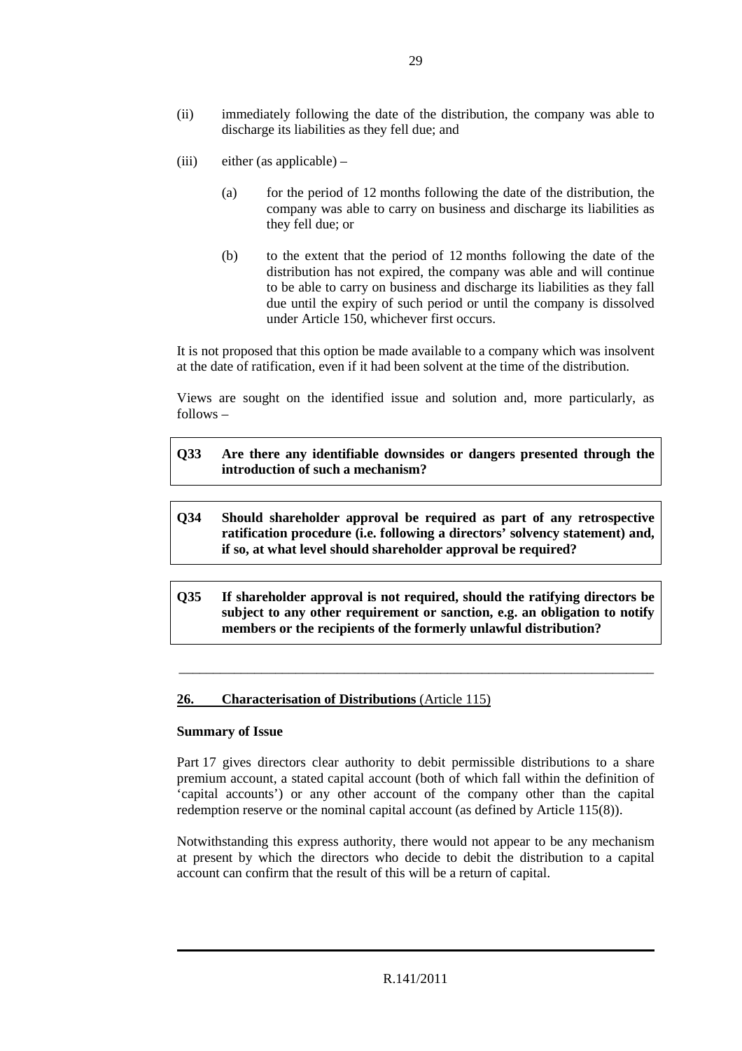(ii) immediately following the date of the distribution, the company was able to discharge its liabilities as they fell due; and

(iii) either (as applicable) –

(a) for the period of 12 months following the date of the distribution, the company was able to carry on business and discharge its liabilities as they fell due; or

(b) to the extent that the period of 12 months following the date of the distribution has not expired, the company was able and will continue to be able to carry on business and discharge its liabilities as they fall due until the expiry of such period or until the company is dissolved under Article 150, whichever first occurs.

It is not proposed that this option be made available to a company which was insolvent at the date of ratification, even if it had been solvent at the time of the distribution.

Views are sought on the identified issue and solution and, more particularly, as follows –

> **Q33 Are there any identifiable downsides or dangers presented through the introduction of such a mechanism?**

> **Q34 Should shareholder approval be required as part of any retrospective ratification procedure (i.e. following a directors' solvency statement) and, if so, at what level should shareholder approval be required?**

> **Q35 If shareholder approval is not required, should the ratifying directors be subject to any other requirement or sanction, e.g. an obligation to notify members or the recipients of the formerly unlawful distribution?**

---

## 26. Characterisation of Distributions (Article 115)

**Summary of Issue**

Part 17 gives directors clear authority to debit permissible distributions to a share premium account, a stated capital account (both of which fall within the definition of 'capital accounts') or any other account of the company other than the capital redemption reserve or the nominal capital account (as defined by Article 115(8)).

Notwithstanding this express authority, there would not appear to be any mechanism at present by which the directors who decide to debit the distribution to a capital account can confirm that the result of this will be a return of capital.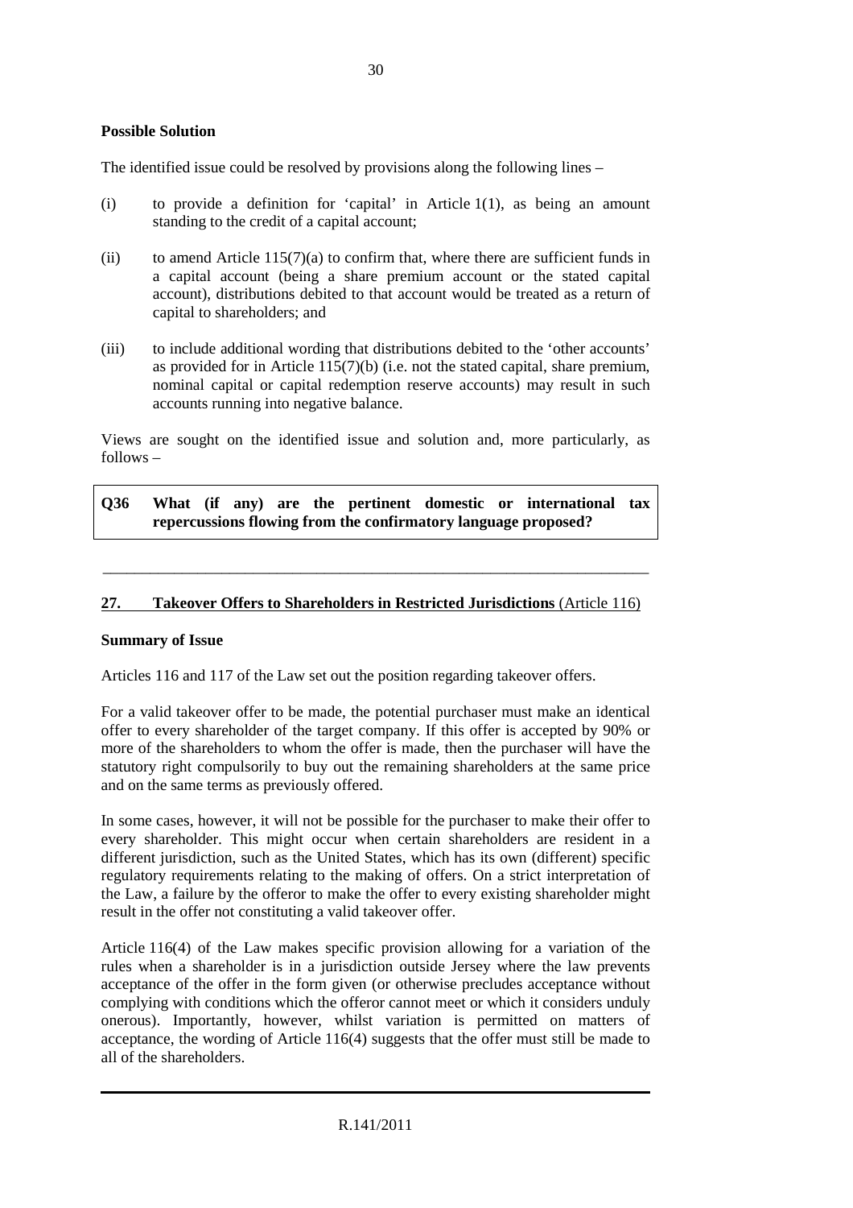**Possible Solution**

The identified issue could be resolved by provisions along the following lines –

(i) to provide a definition for 'capital' in Article 1(1), as being an amount standing to the credit of a capital account;

(ii) to amend Article 115(7)(a) to confirm that, where there are sufficient funds in a capital account (being a share premium account or the stated capital account), distributions debited to that account would be treated as a return of capital to shareholders; and

(iii) to include additional wording that distributions debited to the 'other accounts' as provided for in Article 115(7)(b) (i.e. not the stated capital, share premium, nominal capital or capital redemption reserve accounts) may result in such accounts running into negative balance.

Views are sought on the identified issue and solution and, more particularly, as follows –

**Q36 What (if any) are the pertinent domestic or international tax repercussions flowing from the confirmatory language proposed?**

---

## 27. Takeover Offers to Shareholders in Restricted Jurisdictions (Article 116)

**Summary of Issue**

Articles 116 and 117 of the Law set out the position regarding takeover offers.

For a valid takeover offer to be made, the potential purchaser must make an identical offer to every shareholder of the target company. If this offer is accepted by 90% or more of the shareholders to whom the offer is made, then the purchaser will have the statutory right compulsorily to buy out the remaining shareholders at the same price and on the same terms as previously offered.

In some cases, however, it will not be possible for the purchaser to make their offer to every shareholder. This might occur when certain shareholders are resident in a different jurisdiction, such as the United States, which has its own (different) specific regulatory requirements relating to the making of offers. On a strict interpretation of the Law, a failure by the offeror to make the offer to every existing shareholder might result in the offer not constituting a valid takeover offer.

Article 116(4) of the Law makes specific provision allowing for a variation of the rules when a shareholder is in a jurisdiction outside Jersey where the law prevents acceptance of the offer in the form given (or otherwise precludes acceptance without complying with conditions which the offeror cannot meet or which it considers unduly onerous). Importantly, however, whilst variation is permitted on matters of acceptance, the wording of Article 116(4) suggests that the offer must still be made to all of the shareholders.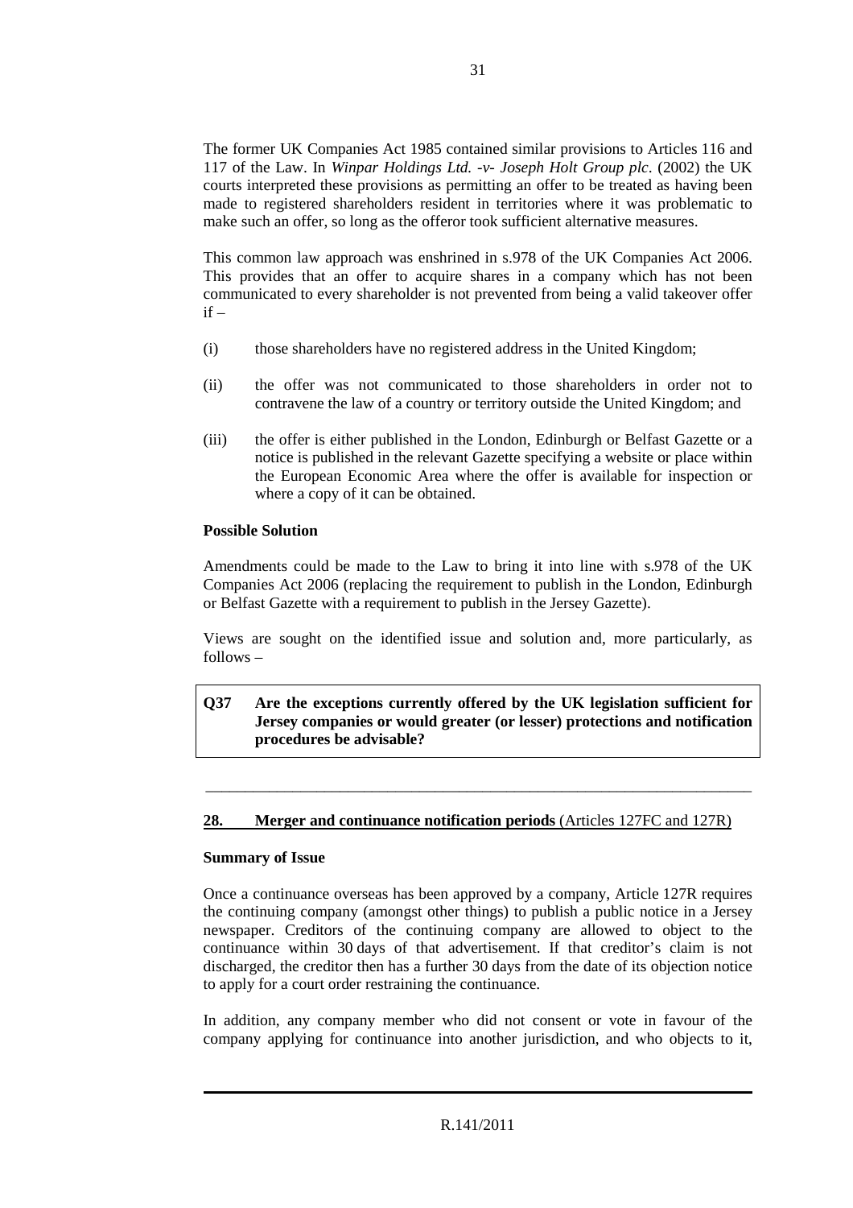The former UK Companies Act 1985 contained similar provisions to Articles 116 and 117 of the Law. In *Winpar Holdings Ltd. -v- Joseph Holt Group plc*. (2002) the UK courts interpreted these provisions as permitting an offer to be treated as having been made to registered shareholders resident in territories where it was problematic to make such an offer, so long as the offeror took sufficient alternative measures.

This common law approach was enshrined in s.978 of the UK Companies Act 2006. This provides that an offer to acquire shares in a company which has not been communicated to every shareholder is not prevented from being a valid takeover offer if –

(i) those shareholders have no registered address in the United Kingdom;

(ii) the offer was not communicated to those shareholders in order not to contravene the law of a country or territory outside the United Kingdom; and

(iii) the offer is either published in the London, Edinburgh or Belfast Gazette or a notice is published in the relevant Gazette specifying a website or place within the European Economic Area where the offer is available for inspection or where a copy of it can be obtained.

**Possible Solution**

Amendments could be made to the Law to bring it into line with s.978 of the UK Companies Act 2006 (replacing the requirement to publish in the London, Edinburgh or Belfast Gazette with a requirement to publish in the Jersey Gazette).

Views are sought on the identified issue and solution and, more particularly, as follows –

> **Q37 Are the exceptions currently offered by the UK legislation sufficient for Jersey companies or would greater (or lesser) protections and notification procedures be advisable?**

---

## 28. Merger and continuance notification periods (Articles 127FC and 127R)

**Summary of Issue**

Once a continuance overseas has been approved by a company, Article 127R requires the continuing company (amongst other things) to publish a public notice in a Jersey newspaper. Creditors of the continuing company are allowed to object to the continuance within 30 days of that advertisement. If that creditor's claim is not discharged, the creditor then has a further 30 days from the date of its objection notice to apply for a court order restraining the continuance.

In addition, any company member who did not consent or vote in favour of the company applying for continuance into another jurisdiction, and who objects to it,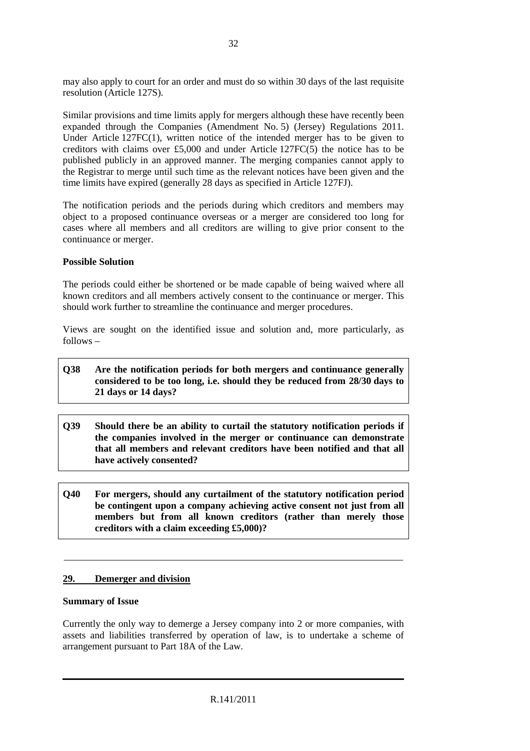may also apply to court for an order and must do so within 30 days of the last requisite resolution (Article 127S).

Similar provisions and time limits apply for mergers although these have recently been expanded through the Companies (Amendment No. 5) (Jersey) Regulations 2011. Under Article 127FC(1), written notice of the intended merger has to be given to creditors with claims over £5,000 and under Article 127FC(5) the notice has to be published publicly in an approved manner. The merging companies cannot apply to the Registrar to merge until such time as the relevant notices have been given and the time limits have expired (generally 28 days as specified in Article 127FJ).

The notification periods and the periods during which creditors and members may object to a proposed continuance overseas or a merger are considered too long for cases where all members and all creditors are willing to give prior consent to the continuance or merger.

**Possible Solution**

The periods could either be shortened or be made capable of being waived where all known creditors and all members actively consent to the continuance or merger. This should work further to streamline the continuance and merger procedures.

Views are sought on the identified issue and solution and, more particularly, as follows –

**Q38 Are the notification periods for both mergers and continuance generally considered to be too long, i.e. should they be reduced from 28/30 days to 21 days or 14 days?**

**Q39 Should there be an ability to curtail the statutory notification periods if the companies involved in the merger or continuance can demonstrate that all members and relevant creditors have been notified and that all have actively consented?**

**Q40 For mergers, should any curtailment of the statutory notification period be contingent upon a company achieving active consent not just from all members but from all known creditors (rather than merely those creditors with a claim exceeding £5,000)?**

---

## 29. Demerger and division

**Summary of Issue**

Currently the only way to demerge a Jersey company into 2 or more companies, with assets and liabilities transferred by operation of law, is to undertake a scheme of arrangement pursuant to Part 18A of the Law.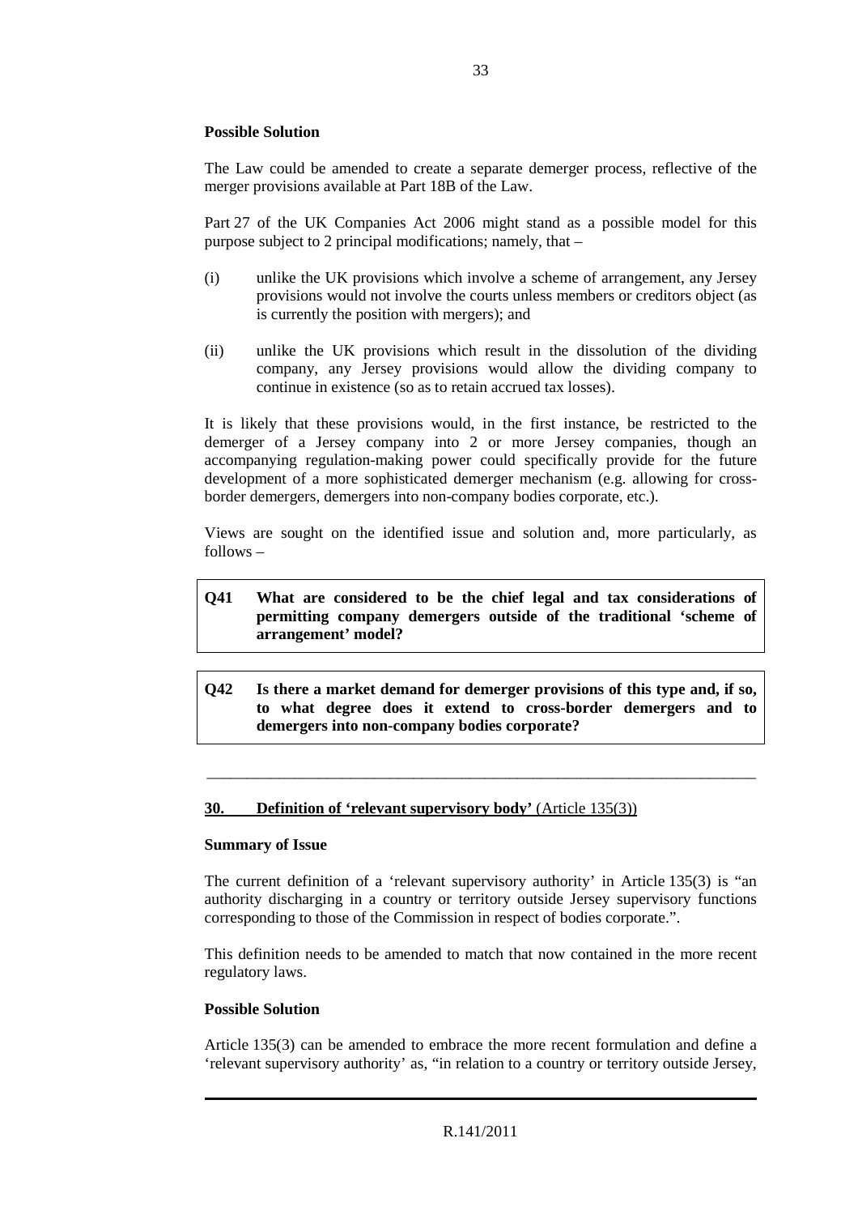**Possible Solution**

The Law could be amended to create a separate demerger process, reflective of the merger provisions available at Part 18B of the Law.

Part 27 of the UK Companies Act 2006 might stand as a possible model for this purpose subject to 2 principal modifications; namely, that –

(i) unlike the UK provisions which involve a scheme of arrangement, any Jersey provisions would not involve the courts unless members or creditors object (as is currently the position with mergers); and

(ii) unlike the UK provisions which result in the dissolution of the dividing company, any Jersey provisions would allow the dividing company to continue in existence (so as to retain accrued tax losses).

It is likely that these provisions would, in the first instance, be restricted to the demerger of a Jersey company into 2 or more Jersey companies, though an accompanying regulation-making power could specifically provide for the future development of a more sophisticated demerger mechanism (e.g. allowing for cross-border demergers, demergers into non-company bodies corporate, etc.).

Views are sought on the identified issue and solution and, more particularly, as follows –

**Q41 What are considered to be the chief legal and tax considerations of permitting company demergers outside of the traditional 'scheme of arrangement' model?**

**Q42 Is there a market demand for demerger provisions of this type and, if so, to what degree does it extend to cross-border demergers and to demergers into non-company bodies corporate?**

---

## 30. Definition of 'relevant supervisory body' (Article 135(3))

**Summary of Issue**

The current definition of a 'relevant supervisory authority' in Article 135(3) is "an authority discharging in a country or territory outside Jersey supervisory functions corresponding to those of the Commission in respect of bodies corporate.".

This definition needs to be amended to match that now contained in the more recent regulatory laws.

**Possible Solution**

Article 135(3) can be amended to embrace the more recent formulation and define a 'relevant supervisory authority' as, "in relation to a country or territory outside Jersey,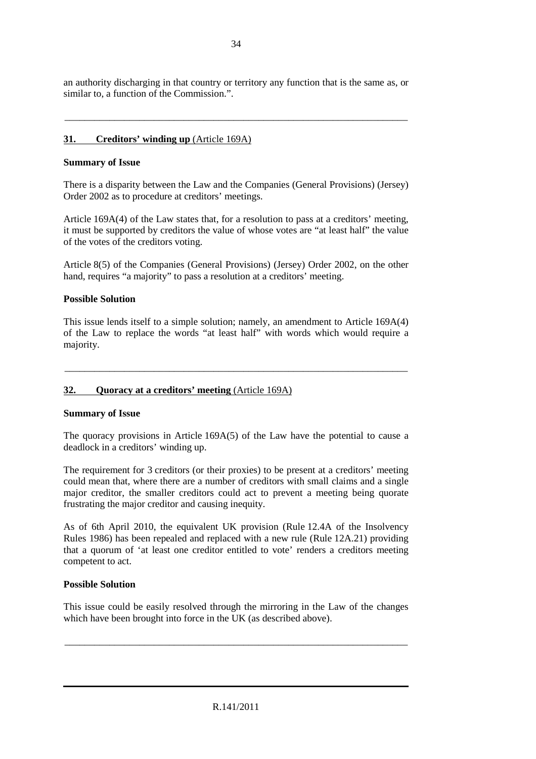an authority discharging in that country or territory any function that is the same as, or similar to, a function of the Commission.".

---

## 31. Creditors' winding up (Article 169A)

**Summary of Issue**

There is a disparity between the Law and the Companies (General Provisions) (Jersey) Order 2002 as to procedure at creditors' meetings.

Article 169A(4) of the Law states that, for a resolution to pass at a creditors' meeting, it must be supported by creditors the value of whose votes are "at least half" the value of the votes of the creditors voting.

Article 8(5) of the Companies (General Provisions) (Jersey) Order 2002, on the other hand, requires "a majority" to pass a resolution at a creditors' meeting.

**Possible Solution**

This issue lends itself to a simple solution; namely, an amendment to Article 169A(4) of the Law to replace the words "at least half" with words which would require a majority.

---

## 32. Quoracy at a creditors' meeting (Article 169A)

**Summary of Issue**

The quoracy provisions in Article 169A(5) of the Law have the potential to cause a deadlock in a creditors' winding up.

The requirement for 3 creditors (or their proxies) to be present at a creditors' meeting could mean that, where there are a number of creditors with small claims and a single major creditor, the smaller creditors could act to prevent a meeting being quorate frustrating the major creditor and causing inequity.

As of 6th April 2010, the equivalent UK provision (Rule 12.4A of the Insolvency Rules 1986) has been repealed and replaced with a new rule (Rule 12A.21) providing that a quorum of 'at least one creditor entitled to vote' renders a creditors meeting competent to act.

**Possible Solution**

This issue could be easily resolved through the mirroring in the Law of the changes which have been brought into force in the UK (as described above).

---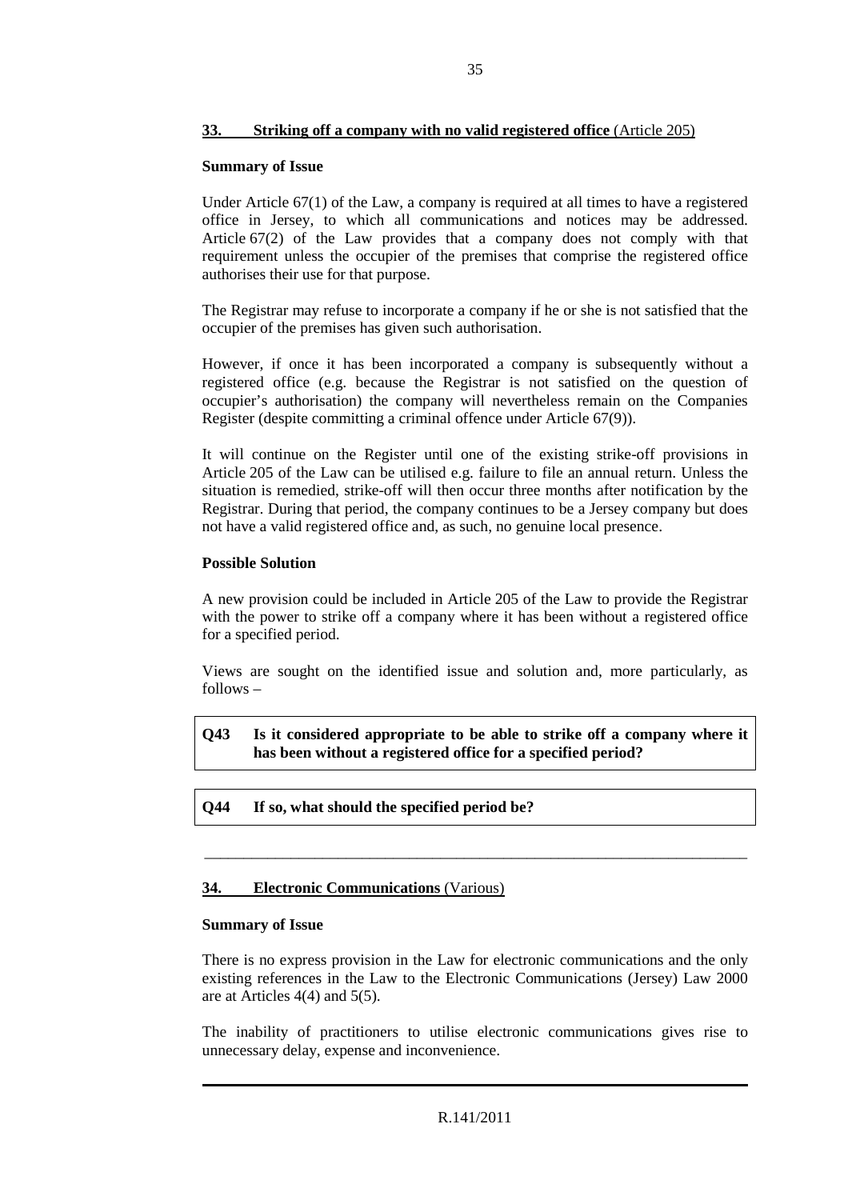## 33. Striking off a company with no valid registered office (Article 205)

**Summary of Issue**

Under Article 67(1) of the Law, a company is required at all times to have a registered office in Jersey, to which all communications and notices may be addressed. Article 67(2) of the Law provides that a company does not comply with that requirement unless the occupier of the premises that comprise the registered office authorises their use for that purpose.

The Registrar may refuse to incorporate a company if he or she is not satisfied that the occupier of the premises has given such authorisation.

However, if once it has been incorporated a company is subsequently without a registered office (e.g. because the Registrar is not satisfied on the question of occupier's authorisation) the company will nevertheless remain on the Companies Register (despite committing a criminal offence under Article 67(9)).

It will continue on the Register until one of the existing strike-off provisions in Article 205 of the Law can be utilised e.g. failure to file an annual return. Unless the situation is remedied, strike-off will then occur three months after notification by the Registrar. During that period, the company continues to be a Jersey company but does not have a valid registered office and, as such, no genuine local presence.

**Possible Solution**

A new provision could be included in Article 205 of the Law to provide the Registrar with the power to strike off a company where it has been without a registered office for a specified period.

Views are sought on the identified issue and solution and, more particularly, as follows –

**Q43 Is it considered appropriate to be able to strike off a company where it has been without a registered office for a specified period?**

**Q44 If so, what should the specified period be?**

---

## 34. Electronic Communications (Various)

**Summary of Issue**

There is no express provision in the Law for electronic communications and the only existing references in the Law to the Electronic Communications (Jersey) Law 2000 are at Articles 4(4) and 5(5).

The inability of practitioners to utilise electronic communications gives rise to unnecessary delay, expense and inconvenience.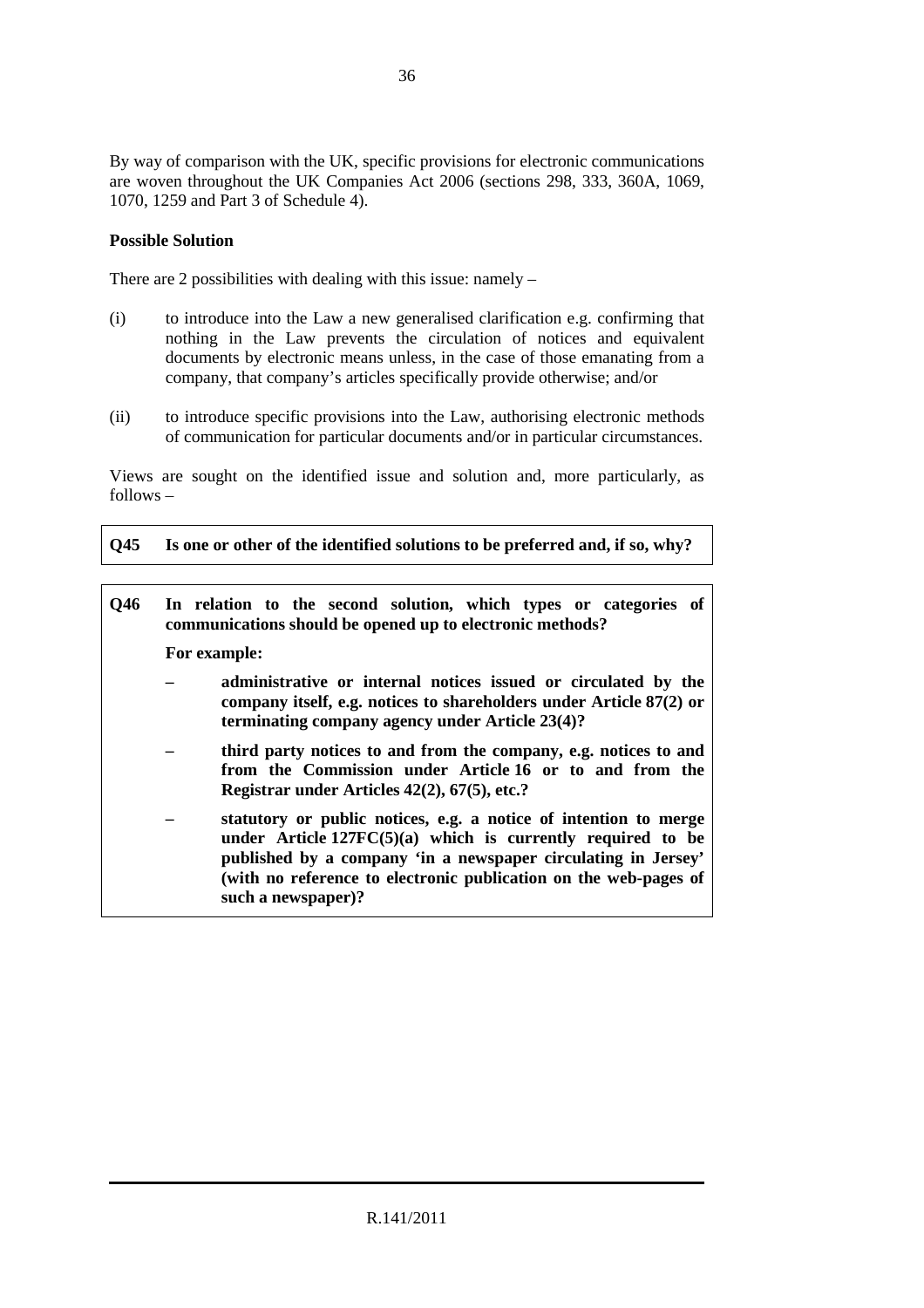By way of comparison with the UK, specific provisions for electronic communications are woven throughout the UK Companies Act 2006 (sections 298, 333, 360A, 1069, 1070, 1259 and Part 3 of Schedule 4).

**Possible Solution**

There are 2 possibilities with dealing with this issue: namely –

(i) to introduce into the Law a new generalised clarification e.g. confirming that nothing in the Law prevents the circulation of notices and equivalent documents by electronic means unless, in the case of those emanating from a company, that company's articles specifically provide otherwise; and/or

(ii) to introduce specific provisions into the Law, authorising electronic methods of communication for particular documents and/or in particular circumstances.

Views are sought on the identified issue and solution and, more particularly, as follows –

**Q45 Is one or other of the identified solutions to be preferred and, if so, why?**

**Q46 In relation to the second solution, which types or categories of communications should be opened up to electronic methods?**

**For example:**

- **administrative or internal notices issued or circulated by the company itself, e.g. notices to shareholders under Article 87(2) or terminating company agency under Article 23(4)?**
- **third party notices to and from the company, e.g. notices to and from the Commission under Article 16 or to and from the Registrar under Articles 42(2), 67(5), etc.?**
- **statutory or public notices, e.g. a notice of intention to merge under Article 127FC(5)(a) which is currently required to be published by a company 'in a newspaper circulating in Jersey' (with no reference to electronic publication on the web-pages of such a newspaper)?**

R.141/2011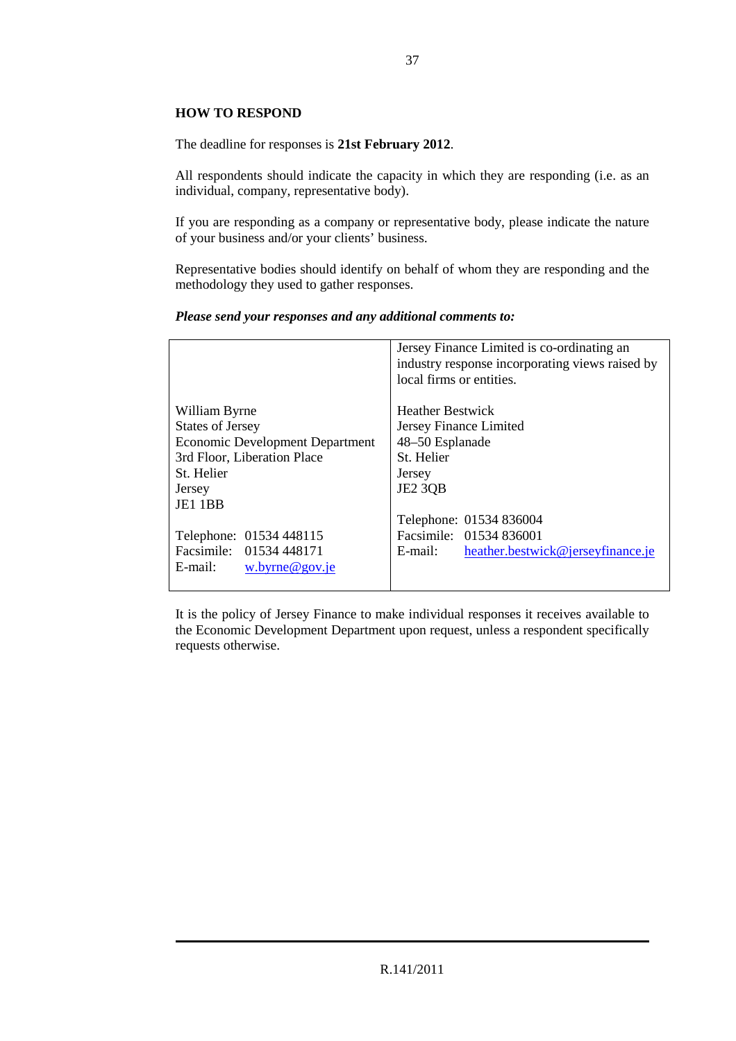**HOW TO RESPOND**

The deadline for responses is **21st February 2012**.

All respondents should indicate the capacity in which they are responding (i.e. as an individual, company, representative body).

If you are responding as a company or representative body, please indicate the nature of your business and/or your clients' business.

Representative bodies should identify on behalf of whom they are responding and the methodology they used to gather responses.

***Please send your responses and any additional comments to:***

| | |
|---|---|
| | Jersey Finance Limited is co-ordinating an industry response incorporating views raised by local firms or entities. |
| William Byrne<br>States of Jersey<br>Economic Development Department<br>3rd Floor, Liberation Place<br>St. Helier<br>Jersey<br>JE1 1BB | Heather Bestwick<br>Jersey Finance Limited<br>48–50 Esplanade<br>St. Helier<br>Jersey<br>JE2 3QB |
| Telephone: 01534 448115<br>Facsimile: 01534 448171<br>E-mail: w.byrne@gov.je | Telephone: 01534 836004<br>Facsimile: 01534 836001<br>E-mail: heather.bestwick@jerseyfinance.je |

It is the policy of Jersey Finance to make individual responses it receives available to the Economic Development Department upon request, unless a respondent specifically requests otherwise.

R.141/2011